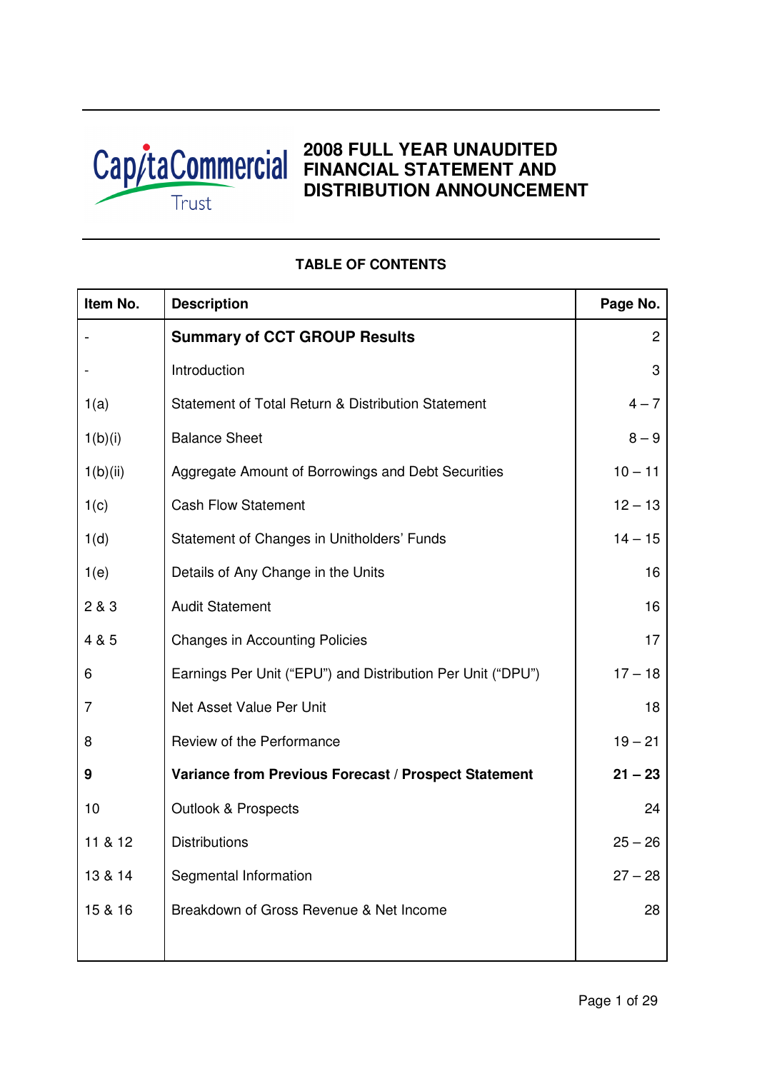CapitaCommercial Trust

# 2008 FULL YEAR UNAUDITED FINANCIAL STATEMENT AND DISTRIBUTION ANNOUNCEMENT

## TABLE OF CONTENTS

| Item No. | Description | Page No. |
|---|---|---|
| - | **Summary of CCT GROUP Results** | 2 |
| - | Introduction | 3 |
| 1(a) | Statement of Total Return & Distribution Statement | 4 – 7 |
| 1(b)(i) | Balance Sheet | 8 – 9 |
| 1(b)(ii) | Aggregate Amount of Borrowings and Debt Securities | 10 – 11 |
| 1(c) | Cash Flow Statement | 12 – 13 |
| 1(d) | Statement of Changes in Unitholders' Funds | 14 – 15 |
| 1(e) | Details of Any Change in the Units | 16 |
| 2 & 3 | Audit Statement | 16 |
| 4 & 5 | Changes in Accounting Policies | 17 |
| 6 | Earnings Per Unit ("EPU") and Distribution Per Unit ("DPU") | 17 – 18 |
| 7 | Net Asset Value Per Unit | 18 |
| 8 | Review of the Performance | 19 – 21 |
| **9** | **Variance from Previous Forecast / Prospect Statement** | **21 – 23** |
| 10 | Outlook & Prospects | 24 |
| 11 & 12 | Distributions | 25 – 26 |
| 13 & 14 | Segmental Information | 27 – 28 |
| 15 & 16 | Breakdown of Gross Revenue & Net Income | 28 |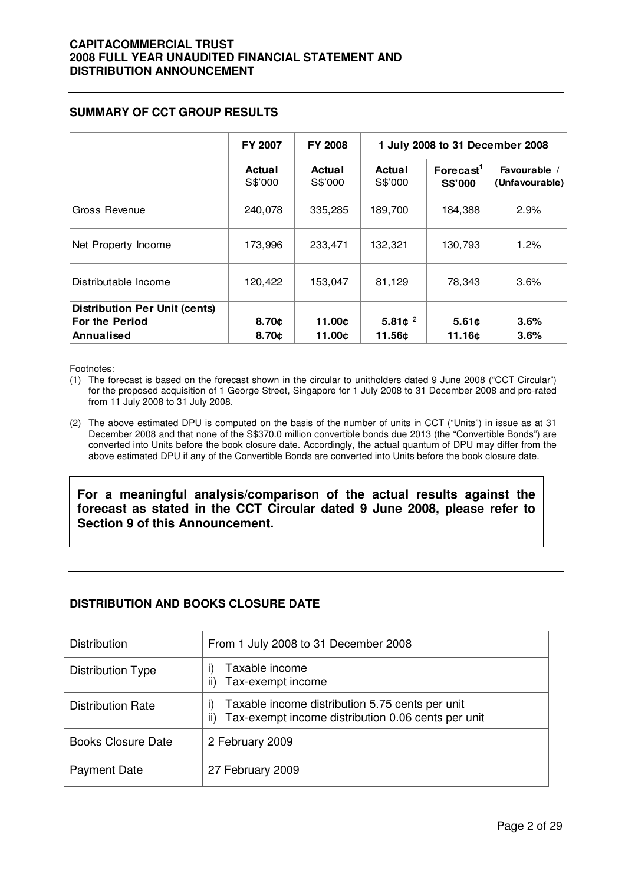## SUMMARY OF CCT GROUP RESULTS

| | FY 2007 | FY 2008 | 1 July 2008 to 31 December 2008 | | |
|---|---|---|---|---|---|
| | Actual S$'000 | Actual S$'000 | Actual S$'000 | Forecast[1] S$'000 | Favourable / (Unfavourable) |
| Gross Revenue | 240,078 | 335,285 | 189,700 | 184,388 | 2.9% |
| Net Property Income | 173,996 | 233,471 | 132,321 | 130,793 | 1.2% |
| Distributable Income | 120,422 | 153,047 | 81,129 | 78,343 | 3.6% |
| **Distribution Per Unit (cents)** | | | | | |
| **For the Period** | **8.70¢** | **11.00¢** | **5.81¢** [2] | **5.61¢** | **3.6%** |
| **Annualised** | **8.70¢** | **11.00¢** | **11.56¢** | **11.16¢** | **3.6%** |

Footnotes:

(1) The forecast is based on the forecast shown in the circular to unitholders dated 9 June 2008 ("CCT Circular") for the proposed acquisition of 1 George Street, Singapore for 1 July 2008 to 31 December 2008 and pro-rated from 11 July 2008 to 31 July 2008.

(2) The above estimated DPU is computed on the basis of the number of units in CCT ("Units") in issue as at 31 December 2008 and that none of the S$370.0 million convertible bonds due 2013 (the "Convertible Bonds") are converted into Units before the book closure date. Accordingly, the actual quantum of DPU may differ from the above estimated DPU if any of the Convertible Bonds are converted into Units before the book closure date.

**For a meaningful analysis/comparison of the actual results against the forecast as stated in the CCT Circular dated 9 June 2008, please refer to Section 9 of this Announcement.**

## DISTRIBUTION AND BOOKS CLOSURE DATE

| | |
|---|---|
| Distribution | From 1 July 2008 to 31 December 2008 |
| Distribution Type | i) Taxable income<br>ii) Tax-exempt income |
| Distribution Rate | i) Taxable income distribution 5.75 cents per unit<br>ii) Tax-exempt income distribution 0.06 cents per unit |
| Books Closure Date | 2 February 2009 |
| Payment Date | 27 February 2009 |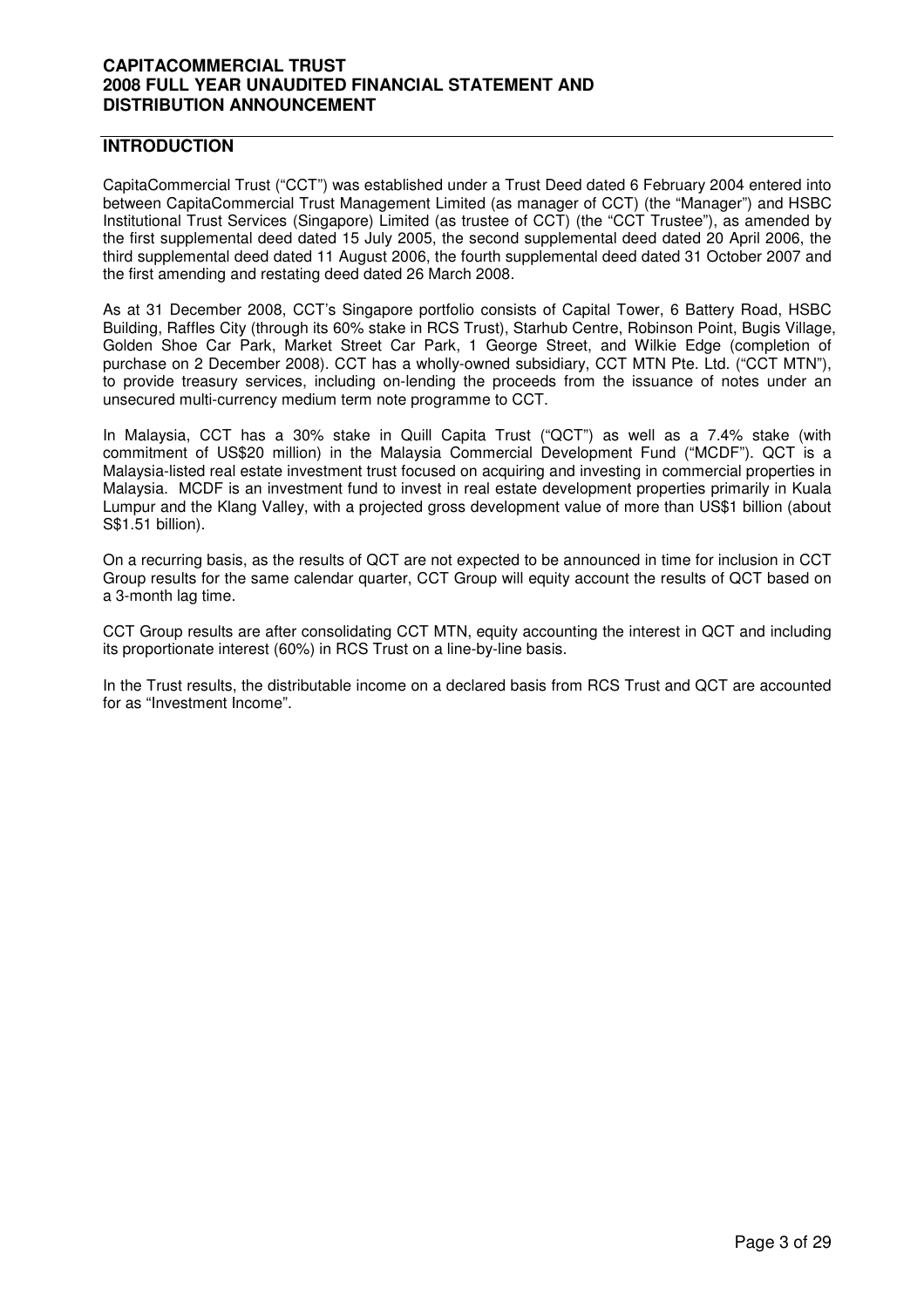## INTRODUCTION

CapitaCommercial Trust ("CCT") was established under a Trust Deed dated 6 February 2004 entered into between CapitaCommercial Trust Management Limited (as manager of CCT) (the "Manager") and HSBC Institutional Trust Services (Singapore) Limited (as trustee of CCT) (the "CCT Trustee"), as amended by the first supplemental deed dated 15 July 2005, the second supplemental deed dated 20 April 2006, the third supplemental deed dated 11 August 2006, the fourth supplemental deed dated 31 October 2007 and the first amending and restating deed dated 26 March 2008.

As at 31 December 2008, CCT's Singapore portfolio consists of Capital Tower, 6 Battery Road, HSBC Building, Raffles City (through its 60% stake in RCS Trust), Starhub Centre, Robinson Point, Bugis Village, Golden Shoe Car Park, Market Street Car Park, 1 George Street, and Wilkie Edge (completion of purchase on 2 December 2008). CCT has a wholly-owned subsidiary, CCT MTN Pte. Ltd. ("CCT MTN"), to provide treasury services, including on-lending the proceeds from the issuance of notes under an unsecured multi-currency medium term note programme to CCT.

In Malaysia, CCT has a 30% stake in Quill Capita Trust ("QCT") as well as a 7.4% stake (with commitment of US$20 million) in the Malaysia Commercial Development Fund ("MCDF"). QCT is a Malaysia-listed real estate investment trust focused on acquiring and investing in commercial properties in Malaysia. MCDF is an investment fund to invest in real estate development properties primarily in Kuala Lumpur and the Klang Valley, with a projected gross development value of more than US$1 billion (about S$1.51 billion).

On a recurring basis, as the results of QCT are not expected to be announced in time for inclusion in CCT Group results for the same calendar quarter, CCT Group will equity account the results of QCT based on a 3-month lag time.

CCT Group results are after consolidating CCT MTN, equity accounting the interest in QCT and including its proportionate interest (60%) in RCS Trust on a line-by-line basis.

In the Trust results, the distributable income on a declared basis from RCS Trust and QCT are accounted for as "Investment Income".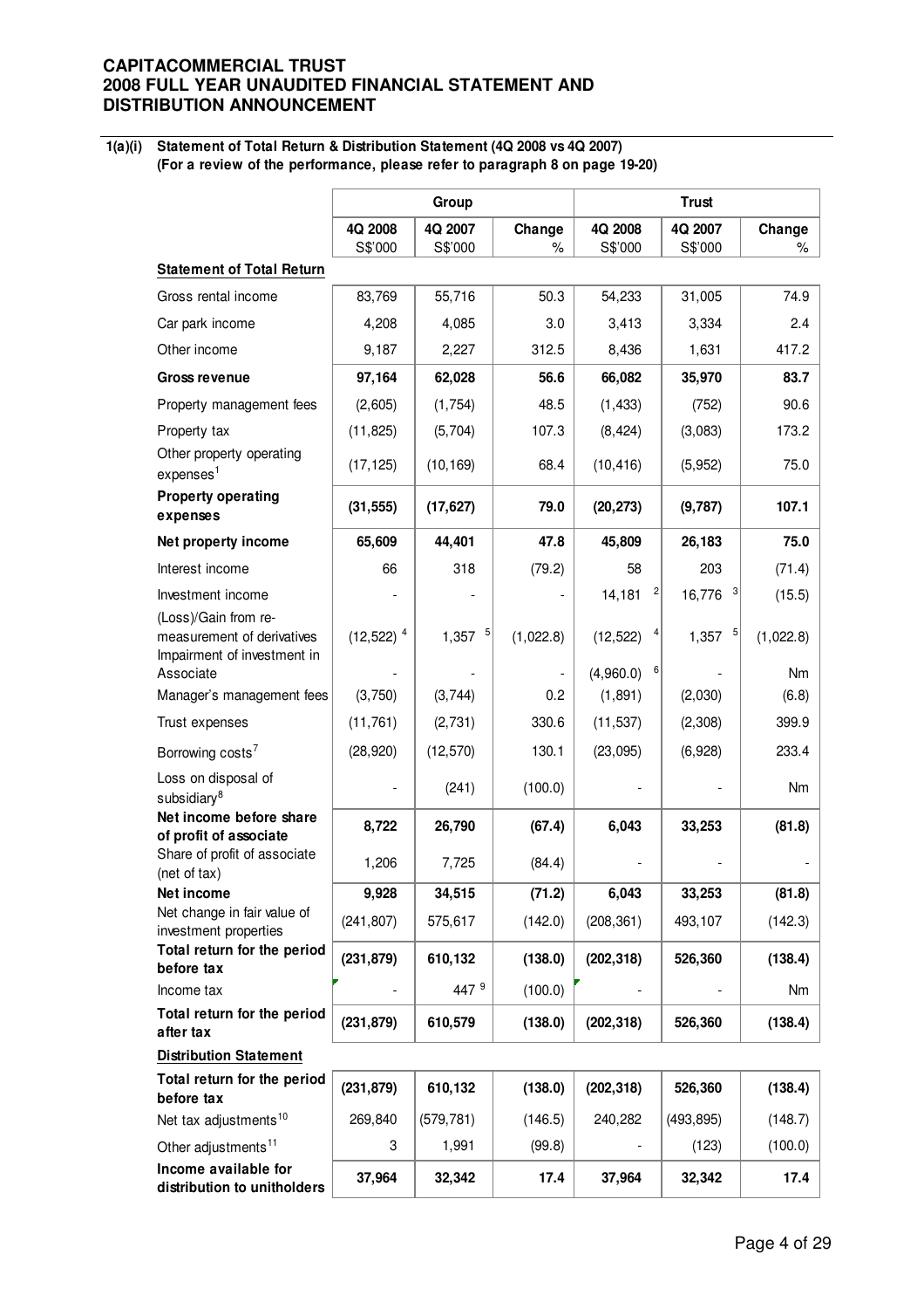**CAPITACOMMERCIAL TRUST**
**2008 FULL YEAR UNAUDITED FINANCIAL STATEMENT AND DISTRIBUTION ANNOUNCEMENT**

**1(a)(i) Statement of Total Return & Distribution Statement (4Q 2008 vs 4Q 2007)**
**(For a review of the performance, please refer to paragraph 8 on page 19-20)**

| | Group | | | Trust | | |
|---|---|---|---|---|---|---|
| | 4Q 2008 S$'000 | 4Q 2007 S$'000 | Change % | 4Q 2008 S$'000 | 4Q 2007 S$'000 | Change % |
| **Statement of Total Return** | | | | | | |
| Gross rental income | 83,769 | 55,716 | 50.3 | 54,233 | 31,005 | 74.9 |
| Car park income | 4,208 | 4,085 | 3.0 | 3,413 | 3,334 | 2.4 |
| Other income | 9,187 | 2,227 | 312.5 | 8,436 | 1,631 | 417.2 |
| **Gross revenue** | **97,164** | **62,028** | **56.6** | **66,082** | **35,970** | **83.7** |
| Property management fees | (2,605) | (1,754) | 48.5 | (1,433) | (752) | 90.6 |
| Property tax | (11,825) | (5,704) | 107.3 | (8,424) | (3,083) | 173.2 |
| Other property operating expenses[1] | (17,125) | (10,169) | 68.4 | (10,416) | (5,952) | 75.0 |
| **Property operating expenses** | **(31,555)** | **(17,627)** | **79.0** | **(20,273)** | **(9,787)** | **107.1** |
| **Net property income** | **65,609** | **44,401** | **47.8** | **45,809** | **26,183** | **75.0** |
| Interest income | 66 | 318 | (79.2) | 58 | 203 | (71.4) |
| Investment income | - | - | - | 14,181 [2] | 16,776 [3] | (15.5) |
| (Loss)/Gain from re-measurement of derivatives | (12,522) [4] | 1,357 [5] | (1,022.8) | (12,522) [4] | 1,357 [5] | (1,022.8) |
| Impairment of investment in Associate | - | - | - | (4,960.0) [6] | - | Nm |
| Manager's management fees | (3,750) | (3,744) | 0.2 | (1,891) | (2,030) | (6.8) |
| Trust expenses | (11,761) | (2,731) | 330.6 | (11,537) | (2,308) | 399.9 |
| Borrowing costs[7] | (28,920) | (12,570) | 130.1 | (23,095) | (6,928) | 233.4 |
| Loss on disposal of subsidiary[8] | - | (241) | (100.0) | - | - | Nm |
| **Net income before share of profit of associate** | **8,722** | **26,790** | **(67.4)** | **6,043** | **33,253** | **(81.8)** |
| Share of profit of associate (net of tax) | 1,206 | 7,725 | (84.4) | - | - | - |
| **Net income** | **9,928** | **34,515** | **(71.2)** | **6,043** | **33,253** | **(81.8)** |
| Net change in fair value of investment properties | (241,807) | 575,617 | (142.0) | (208,361) | 493,107 | (142.3) |
| **Total return for the period before tax** | **(231,879)** | **610,132** | **(138.0)** | **(202,318)** | **526,360** | **(138.4)** |
| Income tax | - | 447 [9] | (100.0) | - | - | Nm |
| **Total return for the period after tax** | **(231,879)** | **610,579** | **(138.0)** | **(202,318)** | **526,360** | **(138.4)** |
| **Distribution Statement** | | | | | | |
| **Total return for the period before tax** | **(231,879)** | **610,132** | **(138.0)** | **(202,318)** | **526,360** | **(138.4)** |
| Net tax adjustments[10] | 269,840 | (579,781) | (146.5) | 240,282 | (493,895) | (148.7) |
| Other adjustments[11] | 3 | 1,991 | (99.8) | - | (123) | (100.0) |
| **Income available for distribution to unitholders** | **37,964** | **32,342** | **17.4** | **37,964** | **32,342** | **17.4** |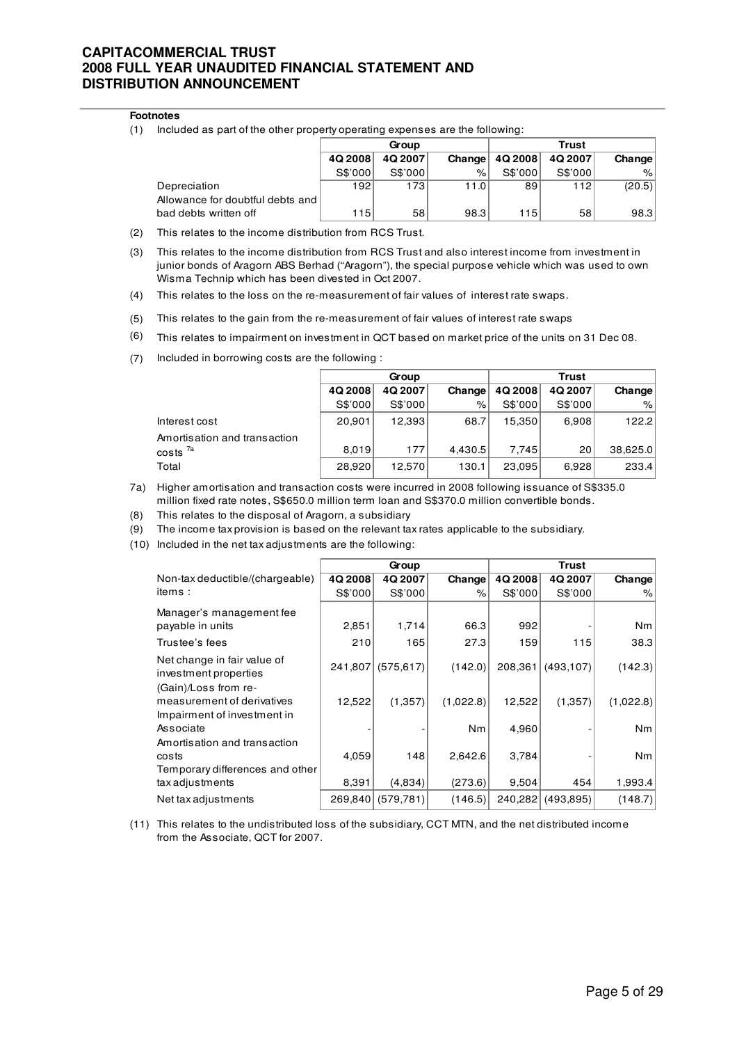**Footnotes**

(1) Included as part of the other property operating expenses are the following:

| | Group | | | Trust | | |
|---|---|---|---|---|---|---|
| | 4Q 2008 | 4Q 2007 | Change | 4Q 2008 | 4Q 2007 | Change |
| | S$'000 | S$'000 | % | S$'000 | S$'000 | % |
| Depreciation | 192 | 173 | 11.0 | 89 | 112 | (20.5) |
| Allowance for doubtful debts and bad debts written off | 115 | 58 | 98.3 | 115 | 58 | 98.3 |

(2) This relates to the income distribution from RCS Trust.

(3) This relates to the income distribution from RCS Trust and also interest income from investment in junior bonds of Aragorn ABS Berhad ("Aragorn"), the special purpose vehicle which was used to own Wisma Technip which has been divested in Oct 2007.

(4) This relates to the loss on the re-measurement of fair values of interest rate swaps.

(5) This relates to the gain from the re-measurement of fair values of interest rate swaps

(6) This relates to impairment on investment in QCT based on market price of the units on 31 Dec 08.

(7) Included in borrowing costs are the following :

| | Group | | | Trust | | |
|---|---|---|---|---|---|---|
| | 4Q 2008 | 4Q 2007 | Change | 4Q 2008 | 4Q 2007 | Change |
| | S$'000 | S$'000 | % | S$'000 | S$'000 | % |
| Interest cost | 20,901 | 12,393 | 68.7 | 15,350 | 6,908 | 122.2 |
| Amortisation and transaction costs [7a] | 8,019 | 177 | 4,430.5 | 7,745 | 20 | 38,625.0 |
| Total | 28,920 | 12,570 | 130.1 | 23,095 | 6,928 | 233.4 |

7a) Higher amortisation and transaction costs were incurred in 2008 following issuance of S$335.0 million fixed rate notes, S$650.0 million term loan and S$370.0 million convertible bonds.

(8) This relates to the disposal of Aragorn, a subsidiary

(9) The income tax provision is based on the relevant tax rates applicable to the subsidiary.

(10) Included in the net tax adjustments are the following:

| | Group | | | Trust | | |
|---|---|---|---|---|---|---|
| Non-tax deductible/(chargeable) items : | 4Q 2008 | 4Q 2007 | Change | 4Q 2008 | 4Q 2007 | Change |
| | S$'000 | S$'000 | % | S$'000 | S$'000 | % |
| Manager's management fee payable in units | 2,851 | 1,714 | 66.3 | 992 | - | Nm |
| Trustee's fees | 210 | 165 | 27.3 | 159 | 115 | 38.3 |
| Net change in fair value of investment properties | 241,807 | (575,617) | (142.0) | 208,361 | (493,107) | (142.3) |
| (Gain)/Loss from re-measurement of derivatives | 12,522 | (1,357) | (1,022.8) | 12,522 | (1,357) | (1,022.8) |
| Impairment of investment in Associate | - | - | Nm | 4,960 | - | Nm |
| Amortisation and transaction costs | 4,059 | 148 | 2,642.6 | 3,784 | - | Nm |
| Temporary differences and other tax adjustments | 8,391 | (4,834) | (273.6) | 9,504 | 454 | 1,993.4 |
| Net tax adjustments | 269,840 | (579,781) | (146.5) | 240,282 | (493,895) | (148.7) |

(11) This relates to the undistributed loss of the subsidiary, CCT MTN, and the net distributed income from the Associate, QCT for 2007.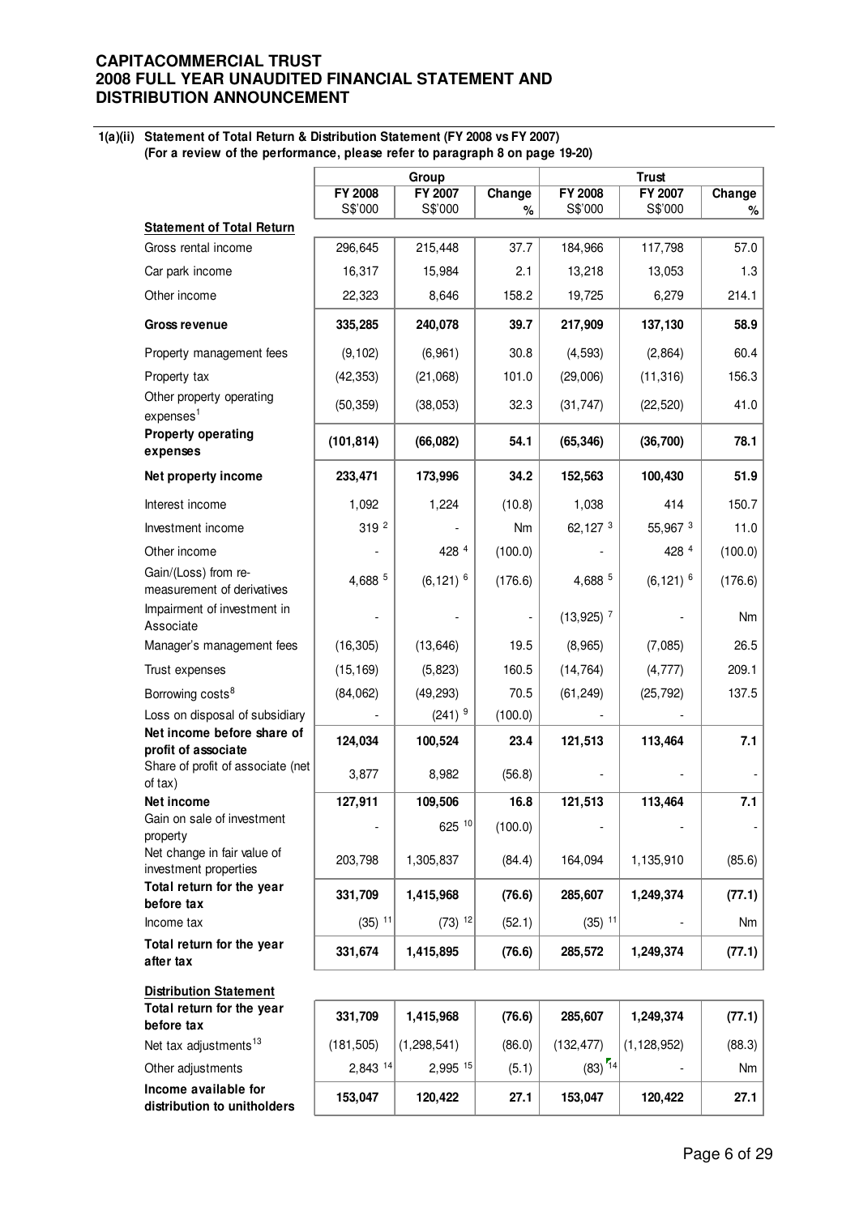**CAPITACOMMERCIAL TRUST**
**2008 FULL YEAR UNAUDITED FINANCIAL STATEMENT AND DISTRIBUTION ANNOUNCEMENT**

**1(a)(ii) Statement of Total Return & Distribution Statement (FY 2008 vs FY 2007)**
**(For a review of the performance, please refer to paragraph 8 on page 19-20)**

| | Group | | | Trust | | |
|---|---|---|---|---|---|---|
| | FY 2008 S$'000 | FY 2007 S$'000 | Change % | FY 2008 S$'000 | FY 2007 S$'000 | Change % |
| **Statement of Total Return** | | | | | | |
| Gross rental income | 296,645 | 215,448 | 37.7 | 184,966 | 117,798 | 57.0 |
| Car park income | 16,317 | 15,984 | 2.1 | 13,218 | 13,053 | 1.3 |
| Other income | 22,323 | 8,646 | 158.2 | 19,725 | 6,279 | 214.1 |
| **Gross revenue** | **335,285** | **240,078** | **39.7** | **217,909** | **137,130** | **58.9** |
| Property management fees | (9,102) | (6,961) | 30.8 | (4,593) | (2,864) | 60.4 |
| Property tax | (42,353) | (21,068) | 101.0 | (29,006) | (11,316) | 156.3 |
| Other property operating expenses[1] | (50,359) | (38,053) | 32.3 | (31,747) | (22,520) | 41.0 |
| **Property operating expenses** | **(101,814)** | **(66,082)** | **54.1** | **(65,346)** | **(36,700)** | **78.1** |
| **Net property income** | **233,471** | **173,996** | **34.2** | **152,563** | **100,430** | **51.9** |
| Interest income | 1,092 | 1,224 | (10.8) | 1,038 | 414 | 150.7 |
| Investment income | 319 [2] | - | Nm | 62,127 [3] | 55,967 [3] | 11.0 |
| Other income | - | 428 [4] | (100.0) | - | 428 [4] | (100.0) |
| Gain/(Loss) from re-measurement of derivatives | 4,688 [5] | (6,121) [6] | (176.6) | 4,688 [5] | (6,121) [6] | (176.6) |
| Impairment of investment in Associate | - | - | - | (13,925) [7] | - | Nm |
| Manager's management fees | (16,305) | (13,646) | 19.5 | (8,965) | (7,085) | 26.5 |
| Trust expenses | (15,169) | (5,823) | 160.5 | (14,764) | (4,777) | 209.1 |
| Borrowing costs[8] | (84,062) | (49,293) | 70.5 | (61,249) | (25,792) | 137.5 |
| Loss on disposal of subsidiary | - | (241) [9] | (100.0) | - | - | |
| **Net income before share of profit of associate** | **124,034** | **100,524** | **23.4** | **121,513** | **113,464** | **7.1** |
| Share of profit of associate (net of tax) | 3,877 | 8,982 | (56.8) | - | - | - |
| **Net income** | **127,911** | **109,506** | **16.8** | **121,513** | **113,464** | **7.1** |
| Gain on sale of investment property | - | 625 [10] | (100.0) | - | - | - |
| Net change in fair value of investment properties | 203,798 | 1,305,837 | (84.4) | 164,094 | 1,135,910 | (85.6) |
| **Total return for the year before tax** | **331,709** | **1,415,968** | **(76.6)** | **285,607** | **1,249,374** | **(77.1)** |
| Income tax | (35) [11] | (73) [12] | (52.1) | (35) [11] | - | Nm |
| **Total return for the year after tax** | **331,674** | **1,415,895** | **(76.6)** | **285,572** | **1,249,374** | **(77.1)** |
| **Distribution Statement** | | | | | | |
| **Total return for the year before tax** | **331,709** | **1,415,968** | **(76.6)** | **285,607** | **1,249,374** | **(77.1)** |
| Net tax adjustments[13] | (181,505) | (1,298,541) | (86.0) | (132,477) | (1,128,952) | (88.3) |
| Other adjustments | 2,843 [14] | 2,995 [15] | (5.1) | (83) [14] | - | Nm |
| **Income available for distribution to unitholders** | **153,047** | **120,422** | **27.1** | **153,047** | **120,422** | **27.1** |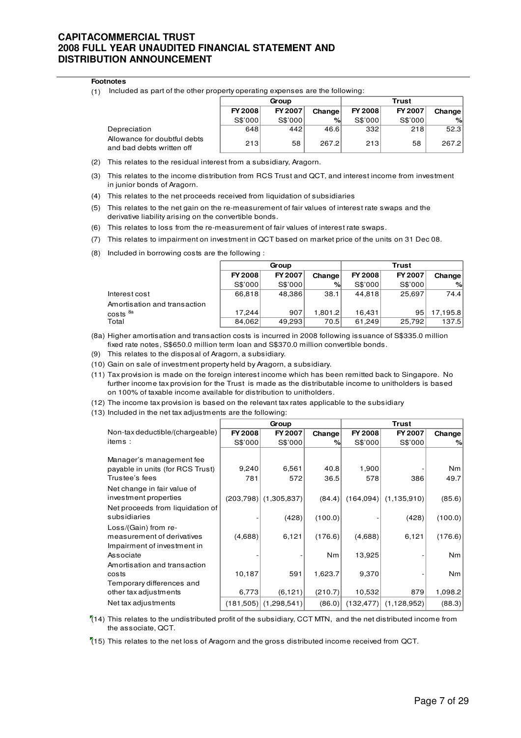**Footnotes**

(1) Included as part of the other property operating expenses are the following:

| | Group | | | Trust | | |
|---|---|---|---|---|---|---|
| | FY 2008 | FY 2007 | Change | FY 2008 | FY 2007 | Change |
| | S$'000 | S$'000 | % | S$'000 | S$'000 | % |
| Depreciation | 648 | 442 | 46.6 | 332 | 218 | 52.3 |
| Allowance for doubtful debts and bad debts written off | 213 | 58 | 267.2 | 213 | 58 | 267.2 |

(2) This relates to the residual interest from a subsidiary, Aragorn.

(3) This relates to the income distribution from RCS Trust and QCT, and interest income from investment in junior bonds of Aragorn.

(4) This relates to the net proceeds received from liquidation of subsidiaries

(5) This relates to the net gain on the re-measurement of fair values of interest rate swaps and the derivative liability arising on the convertible bonds.

(6) This relates to loss from the re-measurement of fair values of interest rate swaps.

(7) This relates to impairment on investment in QCT based on market price of the units on 31 Dec 08.

(8) Included in borrowing costs are the following :

| | Group | | | Trust | | |
|---|---|---|---|---|---|---|
| | FY 2008 | FY 2007 | Change | FY 2008 | FY 2007 | Change |
| | S$'000 | S$'000 | % | S$'000 | S$'000 | % |
| Interest cost | 66,818 | 48,386 | 38.1 | 44,818 | 25,697 | 74.4 |
| Amortisation and transaction costs [8a] | 17,244 | 907 | 1,801.2 | 16,431 | 95 | 17,195.8 |
| Total | 84,062 | 49,293 | 70.5 | 61,249 | 25,792 | 137.5 |

(8a) Higher amortisation and transaction costs is incurred in 2008 following issuance of S$335.0 million fixed rate notes, S$650.0 million term loan and S$370.0 million convertible bonds.

(9) This relates to the disposal of Aragorn, a subsidiary.

(10) Gain on sale of investment property held by Aragorn, a subsidiary.

(11) Tax provision is made on the foreign interest income which has been remitted back to Singapore. No further income tax provision for the Trust is made as the distributable income to unitholders is based on 100% of taxable income available for distribution to unitholders.

(12) The income tax provision is based on the relevant tax rates applicable to the subsidiary

(13) Included in the net tax adjustments are the following:

| | Group | | | Trust | | |
|---|---|---|---|---|---|---|
| Non-tax deductible/(chargeable) items : | FY 2008 | FY 2007 | Change | FY 2008 | FY 2007 | Change |
| | S$'000 | S$'000 | % | S$'000 | S$'000 | % |
| Manager's management fee payable in units (for RCS Trust) | 9,240 | 6,561 | 40.8 | 1,900 | - | Nm |
| Trustee's fees | 781 | 572 | 36.5 | 578 | 386 | 49.7 |
| Net change in fair value of investment properties | (203,798) | (1,305,837) | (84.4) | (164,094) | (1,135,910) | (85.6) |
| Net proceeds from liquidation of subsidiaries | - | (428) | (100.0) | - | (428) | (100.0) |
| Loss/(Gain) from re-measurement of derivatives | (4,688) | 6,121 | (176.6) | (4,688) | 6,121 | (176.6) |
| Impairment of investment in Associate | - | - | Nm | 13,925 | - | Nm |
| Amortisation and transaction costs | 10,187 | 591 | 1,623.7 | 9,370 | - | Nm |
| Temporary differences and other tax adjustments | 6,773 | (6,121) | (210.7) | 10,532 | 879 | 1,098.2 |
| Net tax adjustments | (181,505) | (1,298,541) | (86.0) | (132,477) | (1,128,952) | (88.3) |

(14) This relates to the undistributed profit of the subsidiary, CCT MTN, and the net distributed income from the associate, QCT.

(15) This relates to the net loss of Aragorn and the gross distributed income received from QCT.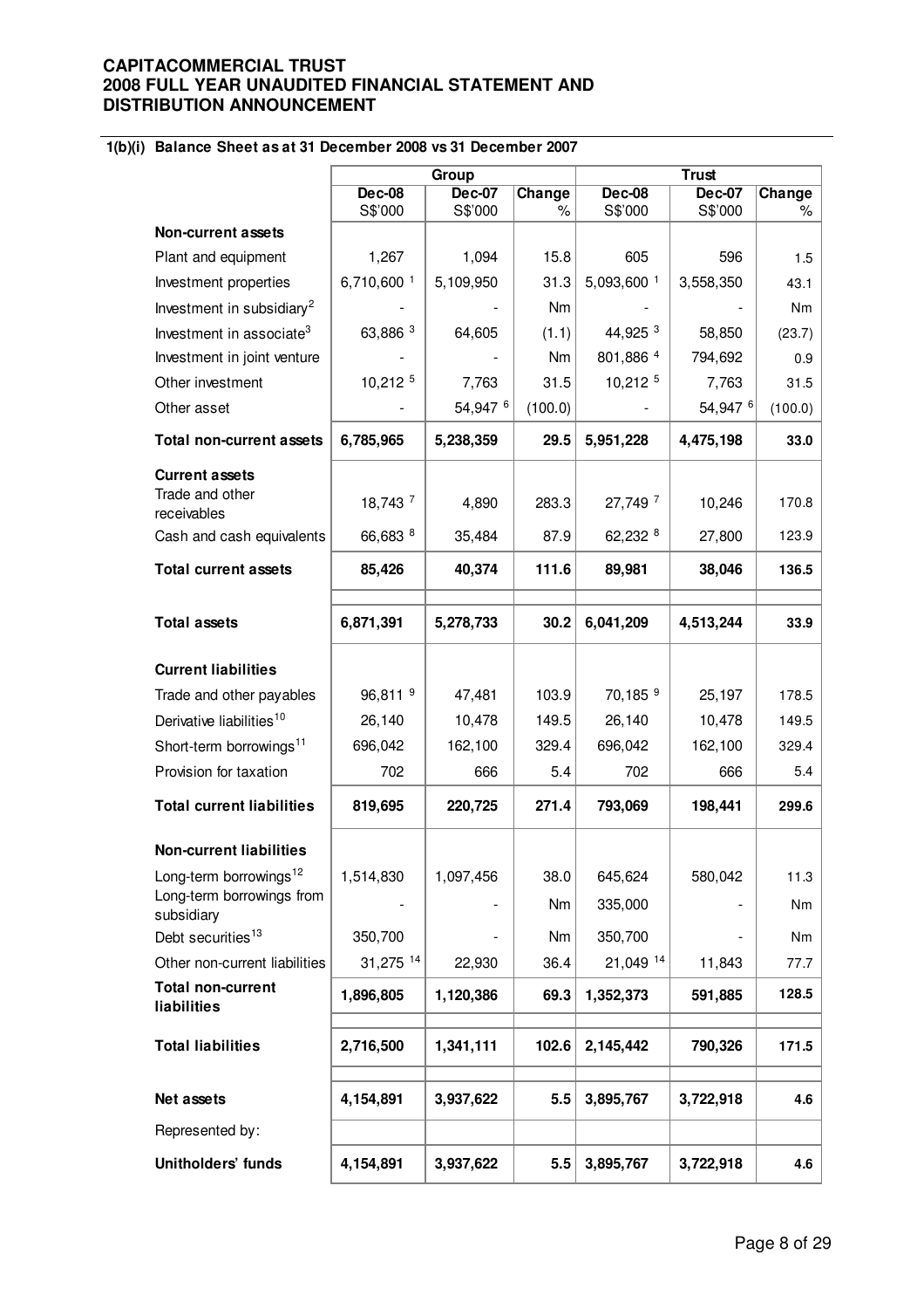**CAPITACOMMERCIAL TRUST**
**2008 FULL YEAR UNAUDITED FINANCIAL STATEMENT AND DISTRIBUTION ANNOUNCEMENT**

**1(b)(i) Balance Sheet as at 31 December 2008 vs 31 December 2007**

| | Group | | | Trust | | |
|---|---|---|---|---|---|---|
| | Dec-08 S$'000 | Dec-07 S$'000 | Change % | Dec-08 S$'000 | Dec-07 S$'000 | Change % |
| **Non-current assets** | | | | | | |
| Plant and equipment | 1,267 | 1,094 | 15.8 | 605 | 596 | 1.5 |
| Investment properties | 6,710,600 [1] | 5,109,950 | 31.3 | 5,093,600 [1] | 3,558,350 | 43.1 |
| Investment in subsidiary[2] | - | - | Nm | - | - | Nm |
| Investment in associate[3] | 63,886 [3] | 64,605 | (1.1) | 44,925 [3] | 58,850 | (23.7) |
| Investment in joint venture | - | - | Nm | 801,886 [4] | 794,692 | 0.9 |
| Other investment | 10,212 [5] | 7,763 | 31.5 | 10,212 [5] | 7,763 | 31.5 |
| Other asset | - | 54,947 [6] | (100.0) | - | 54,947 [6] | (100.0) |
| **Total non-current assets** | **6,785,965** | **5,238,359** | **29.5** | **5,951,228** | **4,475,198** | **33.0** |
| **Current assets** | | | | | | |
| Trade and other receivables | 18,743 [7] | 4,890 | 283.3 | 27,749 [7] | 10,246 | 170.8 |
| Cash and cash equivalents | 66,683 [8] | 35,484 | 87.9 | 62,232 [8] | 27,800 | 123.9 |
| **Total current assets** | **85,426** | **40,374** | **111.6** | **89,981** | **38,046** | **136.5** |
| **Total assets** | **6,871,391** | **5,278,733** | **30.2** | **6,041,209** | **4,513,244** | **33.9** |
| **Current liabilities** | | | | | | |
| Trade and other payables | 96,811 [9] | 47,481 | 103.9 | 70,185 [9] | 25,197 | 178.5 |
| Derivative liabilities[10] | 26,140 | 10,478 | 149.5 | 26,140 | 10,478 | 149.5 |
| Short-term borrowings[11] | 696,042 | 162,100 | 329.4 | 696,042 | 162,100 | 329.4 |
| Provision for taxation | 702 | 666 | 5.4 | 702 | 666 | 5.4 |
| **Total current liabilities** | **819,695** | **220,725** | **271.4** | **793,069** | **198,441** | **299.6** |
| **Non-current liabilities** | | | | | | |
| Long-term borrowings[12] | 1,514,830 | 1,097,456 | 38.0 | 645,624 | 580,042 | 11.3 |
| Long-term borrowings from subsidiary | - | - | Nm | 335,000 | - | Nm |
| Debt securities[13] | 350,700 | - | Nm | 350,700 | - | Nm |
| Other non-current liabilities | 31,275 [14] | 22,930 | 36.4 | 21,049 [14] | 11,843 | 77.7 |
| **Total non-current liabilities** | **1,896,805** | **1,120,386** | **69.3** | **1,352,373** | **591,885** | **128.5** |
| **Total liabilities** | **2,716,500** | **1,341,111** | **102.6** | **2,145,442** | **790,326** | **171.5** |
| **Net assets** | **4,154,891** | **3,937,622** | **5.5** | **3,895,767** | **3,722,918** | **4.6** |
| Represented by: | | | | | | |
| **Unitholders' funds** | **4,154,891** | **3,937,622** | **5.5** | **3,895,767** | **3,722,918** | **4.6** |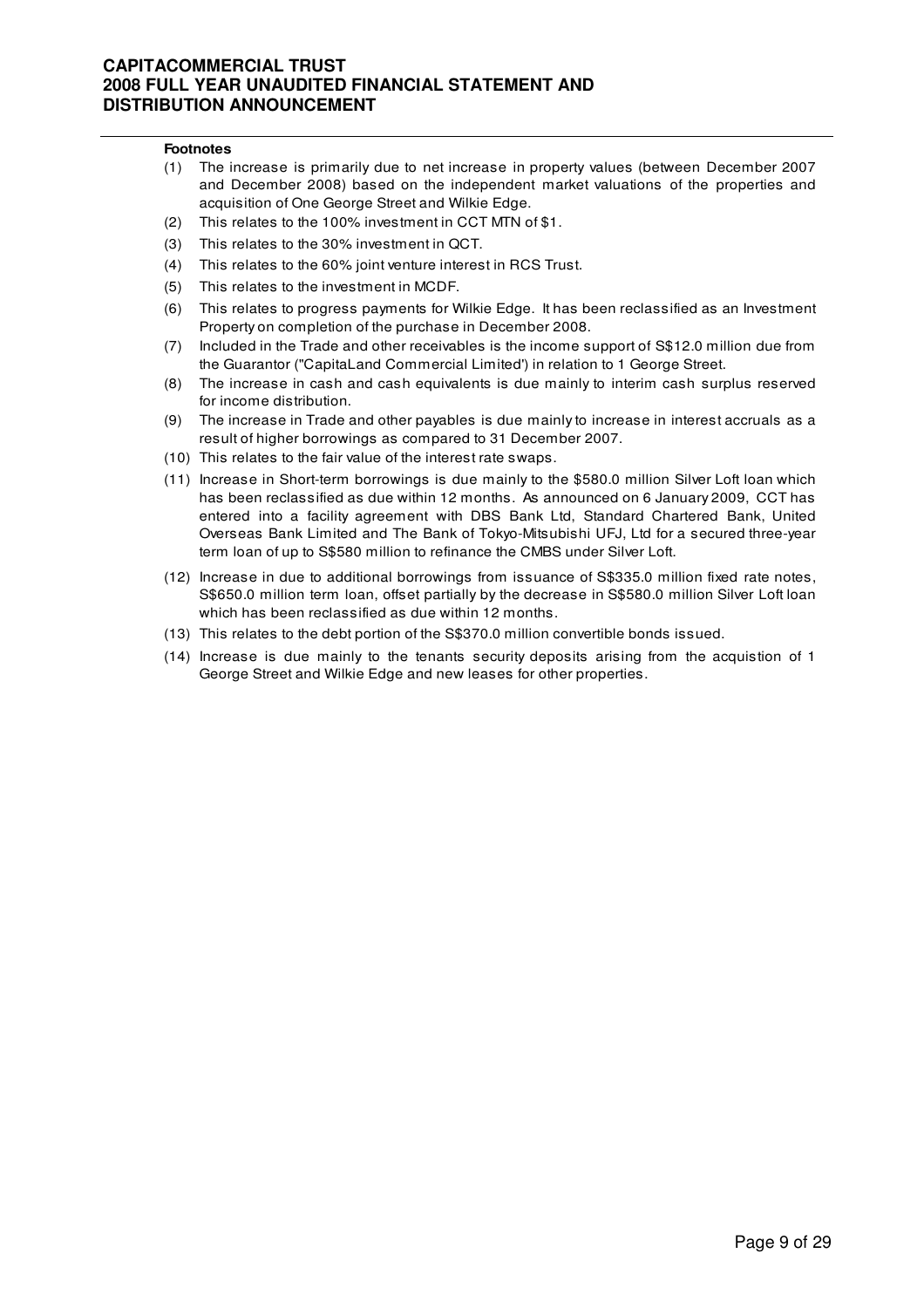**Footnotes**

(1) The increase is primarily due to net increase in property values (between December 2007 and December 2008) based on the independent market valuations of the properties and acquisition of One George Street and Wilkie Edge.

(2) This relates to the 100% investment in CCT MTN of $1.

(3) This relates to the 30% investment in QCT.

(4) This relates to the 60% joint venture interest in RCS Trust.

(5) This relates to the investment in MCDF.

(6) This relates to progress payments for Wilkie Edge. It has been reclassified as an Investment Property on completion of the purchase in December 2008.

(7) Included in the Trade and other receivables is the income support of S$12.0 million due from the Guarantor ("CapitaLand Commercial Limited') in relation to 1 George Street.

(8) The increase in cash and cash equivalents is due mainly to interim cash surplus reserved for income distribution.

(9) The increase in Trade and other payables is due mainly to increase in interest accruals as a result of higher borrowings as compared to 31 December 2007.

(10) This relates to the fair value of the interest rate swaps.

(11) Increase in Short-term borrowings is due mainly to the $580.0 million Silver Loft loan which has been reclassified as due within 12 months. As announced on 6 January 2009, CCT has entered into a facility agreement with DBS Bank Ltd, Standard Chartered Bank, United Overseas Bank Limited and The Bank of Tokyo-Mitsubishi UFJ, Ltd for a secured three-year term loan of up to S$580 million to refinance the CMBS under Silver Loft.

(12) Increase in due to additional borrowings from issuance of S$335.0 million fixed rate notes, S$650.0 million term loan, offset partially by the decrease in S$580.0 million Silver Loft loan which has been reclassified as due within 12 months.

(13) This relates to the debt portion of the S$370.0 million convertible bonds issued.

(14) Increase is due mainly to the tenants security deposits arising from the acquistion of 1 George Street and Wilkie Edge and new leases for other properties.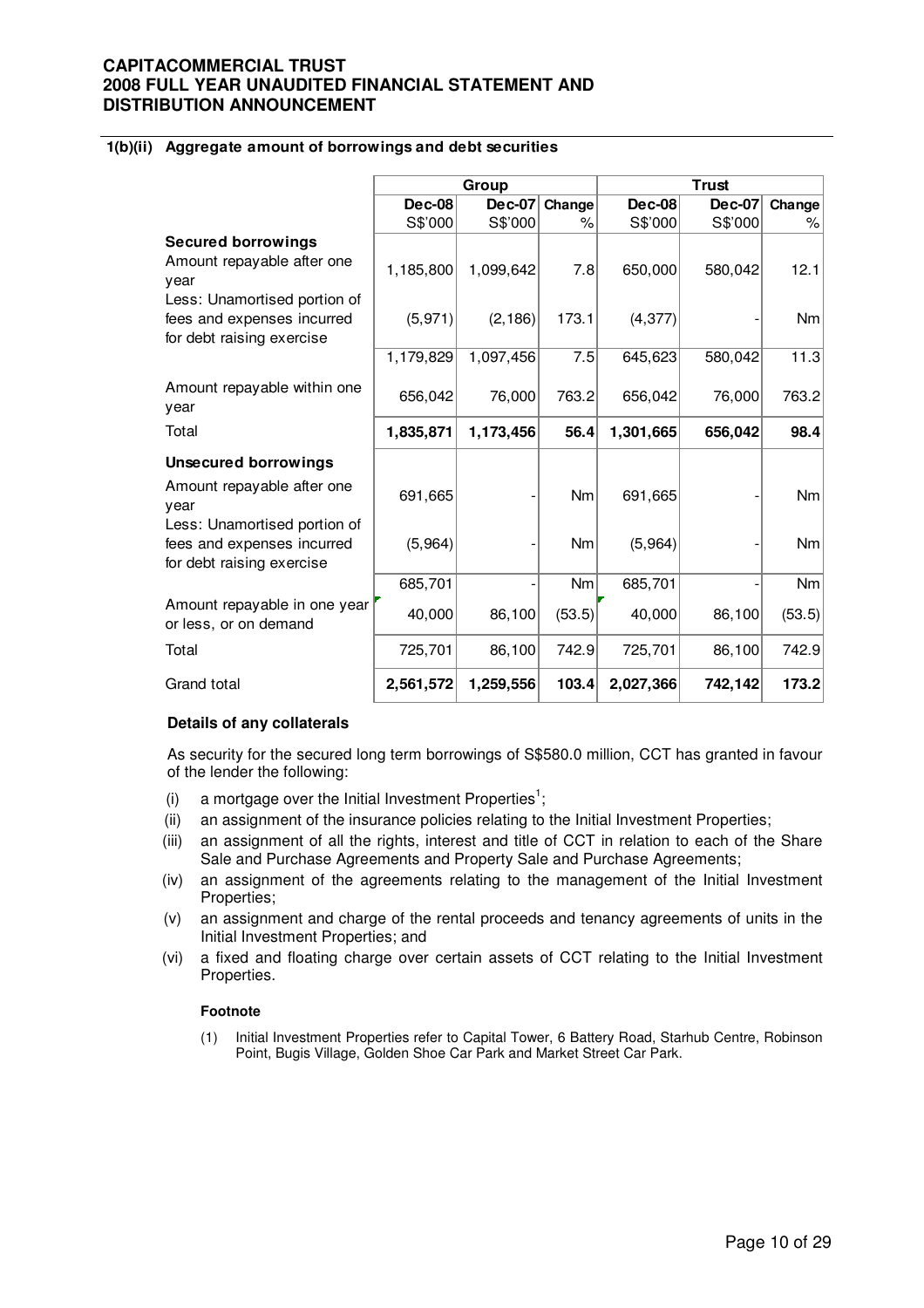### 1(b)(ii) Aggregate amount of borrowings and debt securities

| | Group | | | Trust | | |
|---|---|---|---|---|---|---|
| | Dec-08 | Dec-07 | Change | Dec-08 | Dec-07 | Change |
| | S$'000 | S$'000 | % | S$'000 | S$'000 | % |
| **Secured borrowings** | | | | | | |
| Amount repayable after one year | 1,185,800 | 1,099,642 | 7.8 | 650,000 | 580,042 | 12.1 |
| Less: Unamortised portion of fees and expenses incurred for debt raising exercise | (5,971) | (2,186) | 173.1 | (4,377) | - | Nm |
| | 1,179,829 | 1,097,456 | 7.5 | 645,623 | 580,042 | 11.3 |
| Amount repayable within one year | 656,042 | 76,000 | 763.2 | 656,042 | 76,000 | 763.2 |
| Total | **1,835,871** | **1,173,456** | **56.4** | **1,301,665** | **656,042** | **98.4** |
| **Unsecured borrowings** | | | | | | |
| Amount repayable after one year | 691,665 | - | Nm | 691,665 | - | Nm |
| Less: Unamortised portion of fees and expenses incurred for debt raising exercise | (5,964) | - | Nm | (5,964) | - | Nm |
| | 685,701 | - | Nm | 685,701 | - | Nm |
| Amount repayable in one year or less, or on demand | 40,000 | 86,100 | (53.5) | 40,000 | 86,100 | (53.5) |
| Total | 725,701 | 86,100 | 742.9 | 725,701 | 86,100 | 742.9 |
| Grand total | **2,561,572** | **1,259,556** | **103.4** | **2,027,366** | **742,142** | **173.2** |

**Details of any collaterals**

As security for the secured long term borrowings of S$580.0 million, CCT has granted in favour of the lender the following:

(i) a mortgage over the Initial Investment Properties[1];

(ii) an assignment of the insurance policies relating to the Initial Investment Properties;

(iii) an assignment of all the rights, interest and title of CCT in relation to each of the Share Sale and Purchase Agreements and Property Sale and Purchase Agreements;

(iv) an assignment of the agreements relating to the management of the Initial Investment Properties;

(v) an assignment and charge of the rental proceeds and tenancy agreements of units in the Initial Investment Properties; and

(vi) a fixed and floating charge over certain assets of CCT relating to the Initial Investment Properties.

**Footnote**

(1) Initial Investment Properties refer to Capital Tower, 6 Battery Road, Starhub Centre, Robinson Point, Bugis Village, Golden Shoe Car Park and Market Street Car Park.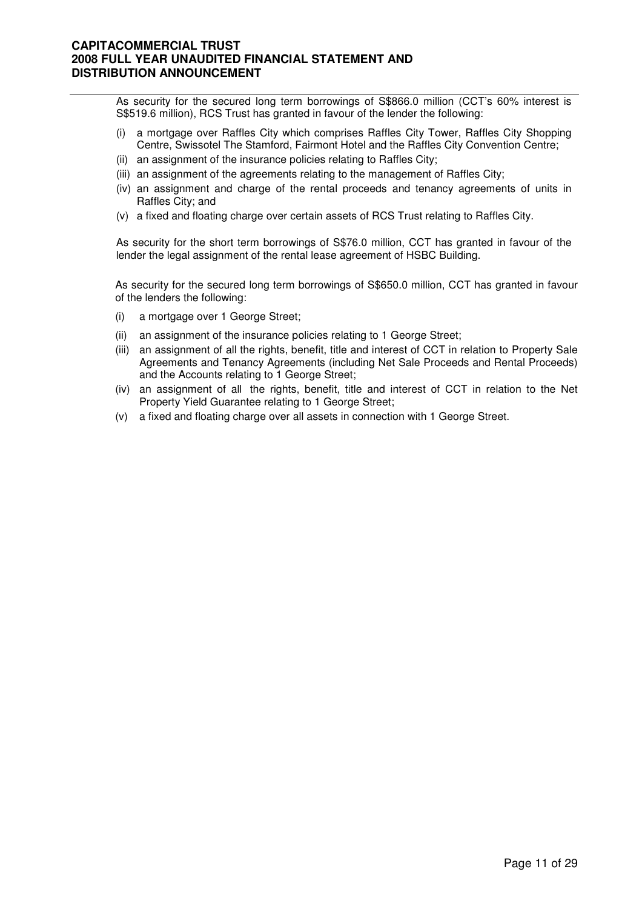As security for the secured long term borrowings of S$866.0 million (CCT's 60% interest is S$519.6 million), RCS Trust has granted in favour of the lender the following:

(i) a mortgage over Raffles City which comprises Raffles City Tower, Raffles City Shopping Centre, Swissotel The Stamford, Fairmont Hotel and the Raffles City Convention Centre;
(ii) an assignment of the insurance policies relating to Raffles City;
(iii) an assignment of the agreements relating to the management of Raffles City;
(iv) an assignment and charge of the rental proceeds and tenancy agreements of units in Raffles City; and
(v) a fixed and floating charge over certain assets of RCS Trust relating to Raffles City.

As security for the short term borrowings of S$76.0 million, CCT has granted in favour of the lender the legal assignment of the rental lease agreement of HSBC Building.

As security for the secured long term borrowings of S$650.0 million, CCT has granted in favour of the lenders the following:

(i) a mortgage over 1 George Street;
(ii) an assignment of the insurance policies relating to 1 George Street;
(iii) an assignment of all the rights, benefit, title and interest of CCT in relation to Property Sale Agreements and Tenancy Agreements (including Net Sale Proceeds and Rental Proceeds) and the Accounts relating to 1 George Street;
(iv) an assignment of all the rights, benefit, title and interest of CCT in relation to the Net Property Yield Guarantee relating to 1 George Street;
(v) a fixed and floating charge over all assets in connection with 1 George Street.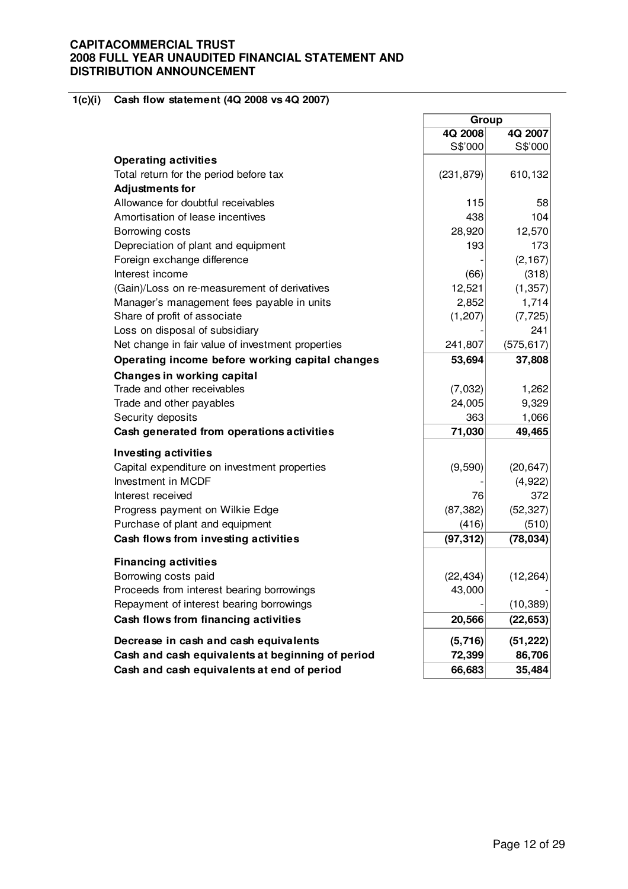**CAPITACOMMERCIAL TRUST**
**2008 FULL YEAR UNAUDITED FINANCIAL STATEMENT AND DISTRIBUTION ANNOUNCEMENT**

**1(c)(i) Cash flow statement (4Q 2008 vs 4Q 2007)**

| | Group | |
|---|---|---|
| | **4Q 2008** | **4Q 2007** |
| | S$'000 | S$'000 |
| **Operating activities** | | |
| Total return for the period before tax | (231,879) | 610,132 |
| **Adjustments for** | | |
| Allowance for doubtful receivables | 115 | 58 |
| Amortisation of lease incentives | 438 | 104 |
| Borrowing costs | 28,920 | 12,570 |
| Depreciation of plant and equipment | 193 | 173 |
| Foreign exchange difference | - | (2,167) |
| Interest income | (66) | (318) |
| (Gain)/Loss on re-measurement of derivatives | 12,521 | (1,357) |
| Manager's management fees payable in units | 2,852 | 1,714 |
| Share of profit of associate | (1,207) | (7,725) |
| Loss on disposal of subsidiary | - | 241 |
| Net change in fair value of investment properties | 241,807 | (575,617) |
| **Operating income before working capital changes** | **53,694** | **37,808** |
| **Changes in working capital** | | |
| Trade and other receivables | (7,032) | 1,262 |
| Trade and other payables | 24,005 | 9,329 |
| Security deposits | 363 | 1,066 |
| **Cash generated from operations activities** | **71,030** | **49,465** |
| **Investing activities** | | |
| Capital expenditure on investment properties | (9,590) | (20,647) |
| Investment in MCDF | - | (4,922) |
| Interest received | 76 | 372 |
| Progress payment on Wilkie Edge | (87,382) | (52,327) |
| Purchase of plant and equipment | (416) | (510) |
| **Cash flows from investing activities** | **(97,312)** | **(78,034)** |
| **Financing activities** | | |
| Borrowing costs paid | (22,434) | (12,264) |
| Proceeds from interest bearing borrowings | 43,000 | - |
| Repayment of interest bearing borrowings | - | (10,389) |
| **Cash flows from financing activities** | **20,566** | **(22,653)** |
| **Decrease in cash and cash equivalents** | **(5,716)** | **(51,222)** |
| **Cash and cash equivalents at beginning of period** | **72,399** | **86,706** |
| **Cash and cash equivalents at end of period** | **66,683** | **35,484** |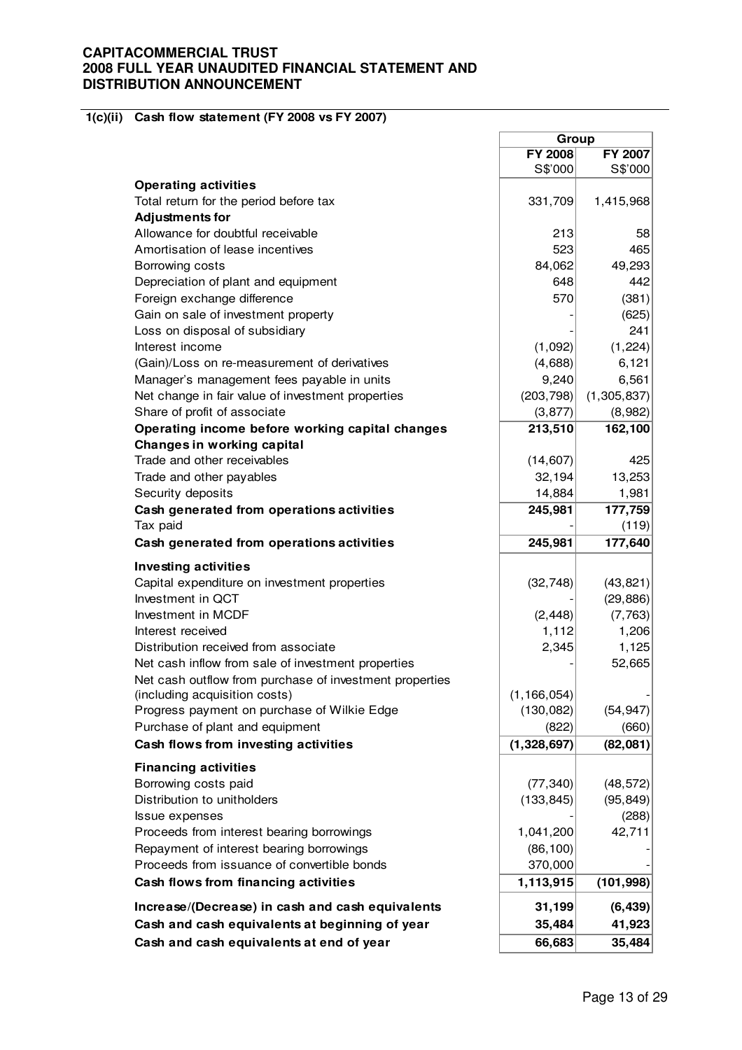**CAPITACOMMERCIAL TRUST**
**2008 FULL YEAR UNAUDITED FINANCIAL STATEMENT AND DISTRIBUTION ANNOUNCEMENT**

### 1(c)(ii) Cash flow statement (FY 2008 vs FY 2007)

| | Group | |
|---|---|---|
| | **FY 2008** | **FY 2007** |
| | S$'000 | S$'000 |
| **Operating activities** | | |
| Total return for the period before tax | 331,709 | 1,415,968 |
| **Adjustments for** | | |
| Allowance for doubtful receivable | 213 | 58 |
| Amortisation of lease incentives | 523 | 465 |
| Borrowing costs | 84,062 | 49,293 |
| Depreciation of plant and equipment | 648 | 442 |
| Foreign exchange difference | 570 | (381) |
| Gain on sale of investment property | - | (625) |
| Loss on disposal of subsidiary | - | 241 |
| Interest income | (1,092) | (1,224) |
| (Gain)/Loss on re-measurement of derivatives | (4,688) | 6,121 |
| Manager's management fees payable in units | 9,240 | 6,561 |
| Net change in fair value of investment properties | (203,798) | (1,305,837) |
| Share of profit of associate | (3,877) | (8,982) |
| **Operating income before working capital changes** | **213,510** | **162,100** |
| **Changes in working capital** | | |
| Trade and other receivables | (14,607) | 425 |
| Trade and other payables | 32,194 | 13,253 |
| Security deposits | 14,884 | 1,981 |
| **Cash generated from operations activities** | **245,981** | **177,759** |
| Tax paid | - | (119) |
| **Cash generated from operations activities** | **245,981** | **177,640** |
| **Investing activities** | | |
| Capital expenditure on investment properties | (32,748) | (43,821) |
| Investment in QCT | - | (29,886) |
| Investment in MCDF | (2,448) | (7,763) |
| Interest received | 1,112 | 1,206 |
| Distribution received from associate | 2,345 | 1,125 |
| Net cash inflow from sale of investment properties | - | 52,665 |
| Net cash outflow from purchase of investment properties (including acquisition costs) | (1,166,054) | - |
| Progress payment on purchase of Wilkie Edge | (130,082) | (54,947) |
| Purchase of plant and equipment | (822) | (660) |
| **Cash flows from investing activities** | **(1,328,697)** | **(82,081)** |
| **Financing activities** | | |
| Borrowing costs paid | (77,340) | (48,572) |
| Distribution to unitholders | (133,845) | (95,849) |
| Issue expenses | - | (288) |
| Proceeds from interest bearing borrowings | 1,041,200 | 42,711 |
| Repayment of interest bearing borrowings | (86,100) | - |
| Proceeds from issuance of convertible bonds | 370,000 | - |
| **Cash flows from financing activities** | **1,113,915** | **(101,998)** |
| **Increase/(Decrease) in cash and cash equivalents** | **31,199** | **(6,439)** |
| **Cash and cash equivalents at beginning of year** | **35,484** | **41,923** |
| **Cash and cash equivalents at end of year** | **66,683** | **35,484** |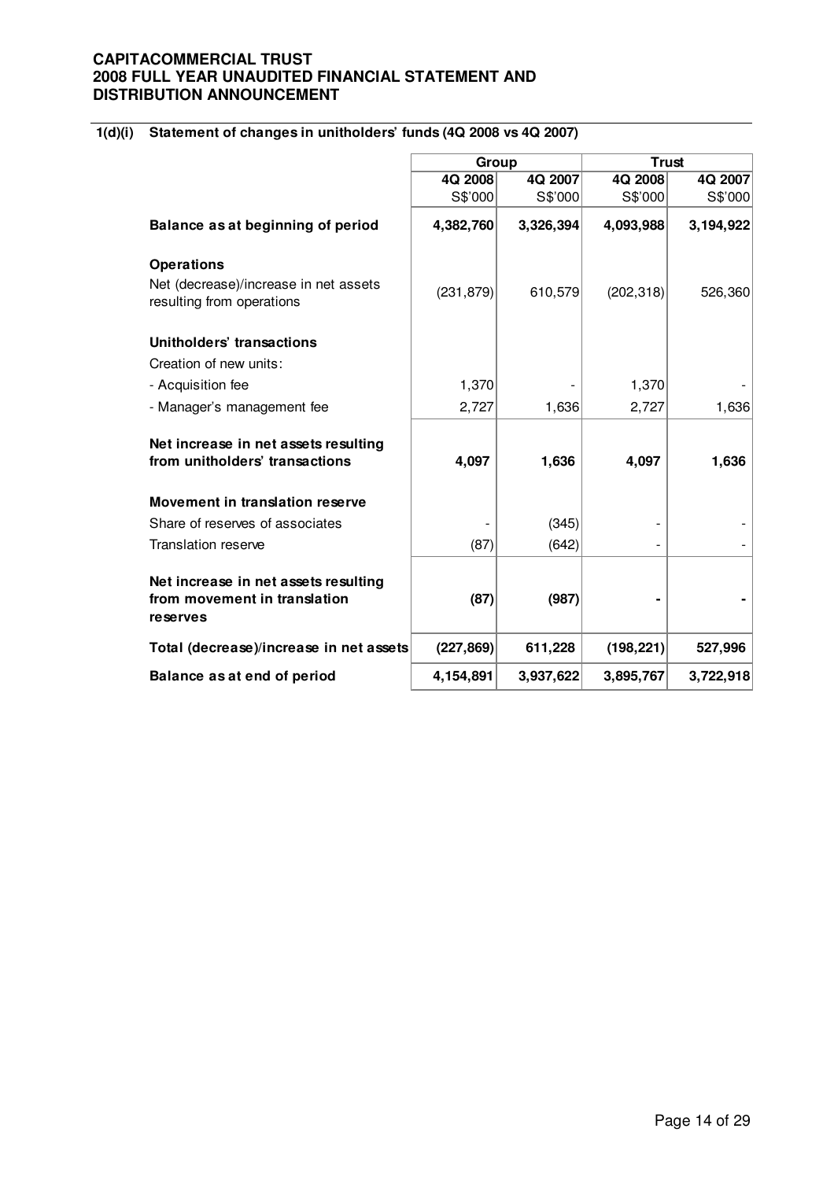**CAPITACOMMERCIAL TRUST**
**2008 FULL YEAR UNAUDITED FINANCIAL STATEMENT AND DISTRIBUTION ANNOUNCEMENT**

### 1(d)(i) Statement of changes in unitholders' funds (4Q 2008 vs 4Q 2007)

| | Group | | Trust | |
|---|---|---|---|---|
| | 4Q 2008 | 4Q 2007 | 4Q 2008 | 4Q 2007 |
| | S$'000 | S$'000 | S$'000 | S$'000 |
| **Balance as at beginning of period** | **4,382,760** | **3,326,394** | **4,093,988** | **3,194,922** |
| **Operations** | | | | |
| Net (decrease)/increase in net assets resulting from operations | (231,879) | 610,579 | (202,318) | 526,360 |
| **Unitholders' transactions** | | | | |
| Creation of new units: | | | | |
| - Acquisition fee | 1,370 | - | 1,370 | - |
| - Manager's management fee | 2,727 | 1,636 | 2,727 | 1,636 |
| **Net increase in net assets resulting from unitholders' transactions** | **4,097** | **1,636** | **4,097** | **1,636** |
| **Movement in translation reserve** | | | | |
| Share of reserves of associates | - | (345) | - | - |
| Translation reserve | (87) | (642) | - | - |
| **Net increase in net assets resulting from movement in translation reserves** | **(87)** | **(987)** | **-** | **-** |
| **Total (decrease)/increase in net assets** | **(227,869)** | **611,228** | **(198,221)** | **527,996** |
| **Balance as at end of period** | **4,154,891** | **3,937,622** | **3,895,767** | **3,722,918** |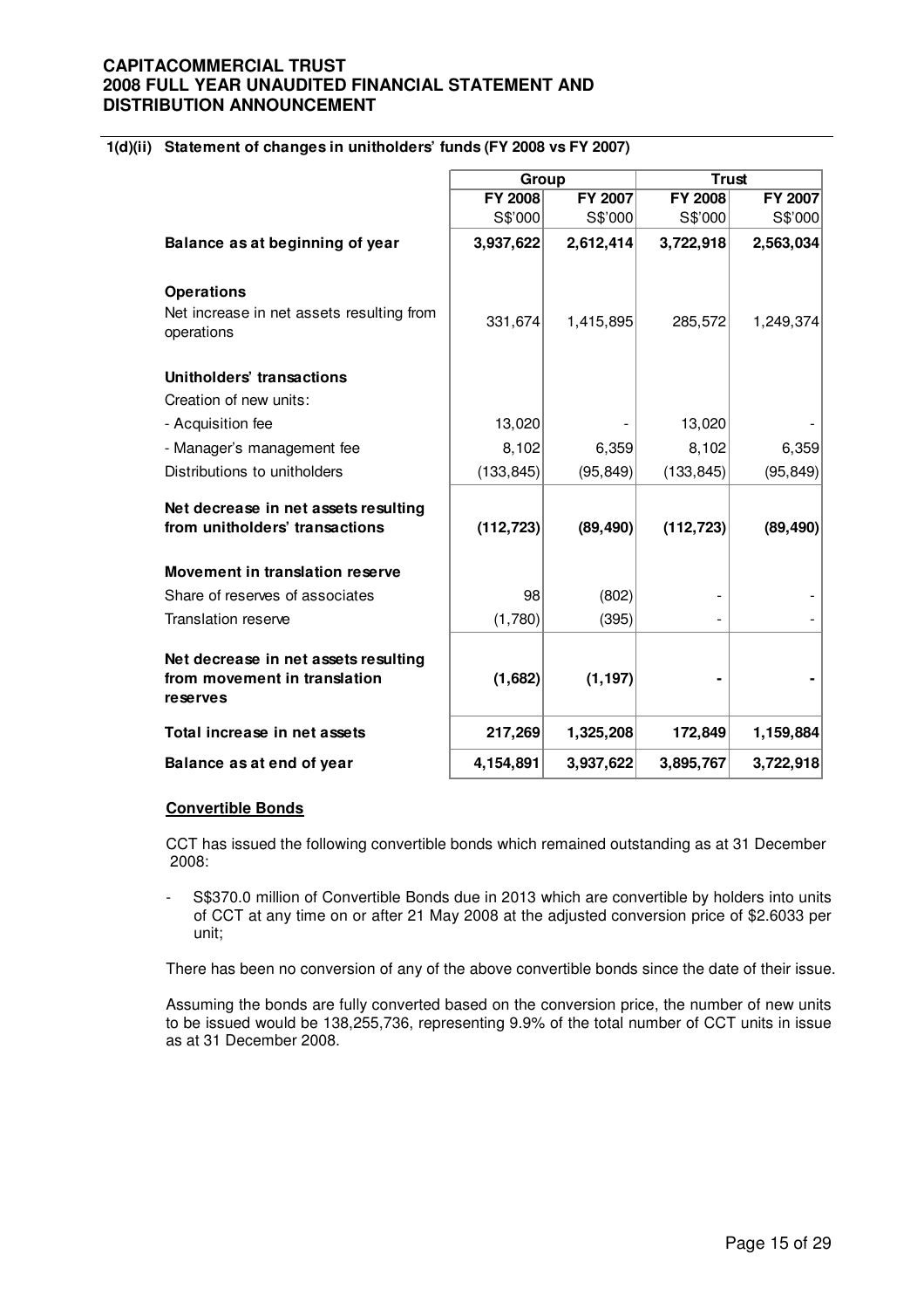**1(d)(ii) Statement of changes in unitholders' funds (FY 2008 vs FY 2007)**

| | Group | | Trust | |
|---|---|---|---|---|
| | FY 2008 | FY 2007 | FY 2008 | FY 2007 |
| | S$'000 | S$'000 | S$'000 | S$'000 |
| **Balance as at beginning of year** | **3,937,622** | **2,612,414** | **3,722,918** | **2,563,034** |
| **Operations** | | | | |
| Net increase in net assets resulting from operations | 331,674 | 1,415,895 | 285,572 | 1,249,374 |
| **Unitholders' transactions** | | | | |
| Creation of new units: | | | | |
| - Acquisition fee | 13,020 | - | 13,020 | - |
| - Manager's management fee | 8,102 | 6,359 | 8,102 | 6,359 |
| Distributions to unitholders | (133,845) | (95,849) | (133,845) | (95,849) |
| **Net decrease in net assets resulting from unitholders' transactions** | **(112,723)** | **(89,490)** | **(112,723)** | **(89,490)** |
| **Movement in translation reserve** | | | | |
| Share of reserves of associates | 98 | (802) | - | - |
| Translation reserve | (1,780) | (395) | - | - |
| **Net decrease in net assets resulting from movement in translation reserves** | **(1,682)** | **(1,197)** | **-** | **-** |
| **Total increase in net assets** | **217,269** | **1,325,208** | **172,849** | **1,159,884** |
| **Balance as at end of year** | **4,154,891** | **3,937,622** | **3,895,767** | **3,722,918** |

**Convertible Bonds**

CCT has issued the following convertible bonds which remained outstanding as at 31 December 2008:

- S$370.0 million of Convertible Bonds due in 2013 which are convertible by holders into units of CCT at any time on or after 21 May 2008 at the adjusted conversion price of $2.6033 per unit;

There has been no conversion of any of the above convertible bonds since the date of their issue.

Assuming the bonds are fully converted based on the conversion price, the number of new units to be issued would be 138,255,736, representing 9.9% of the total number of CCT units in issue as at 31 December 2008.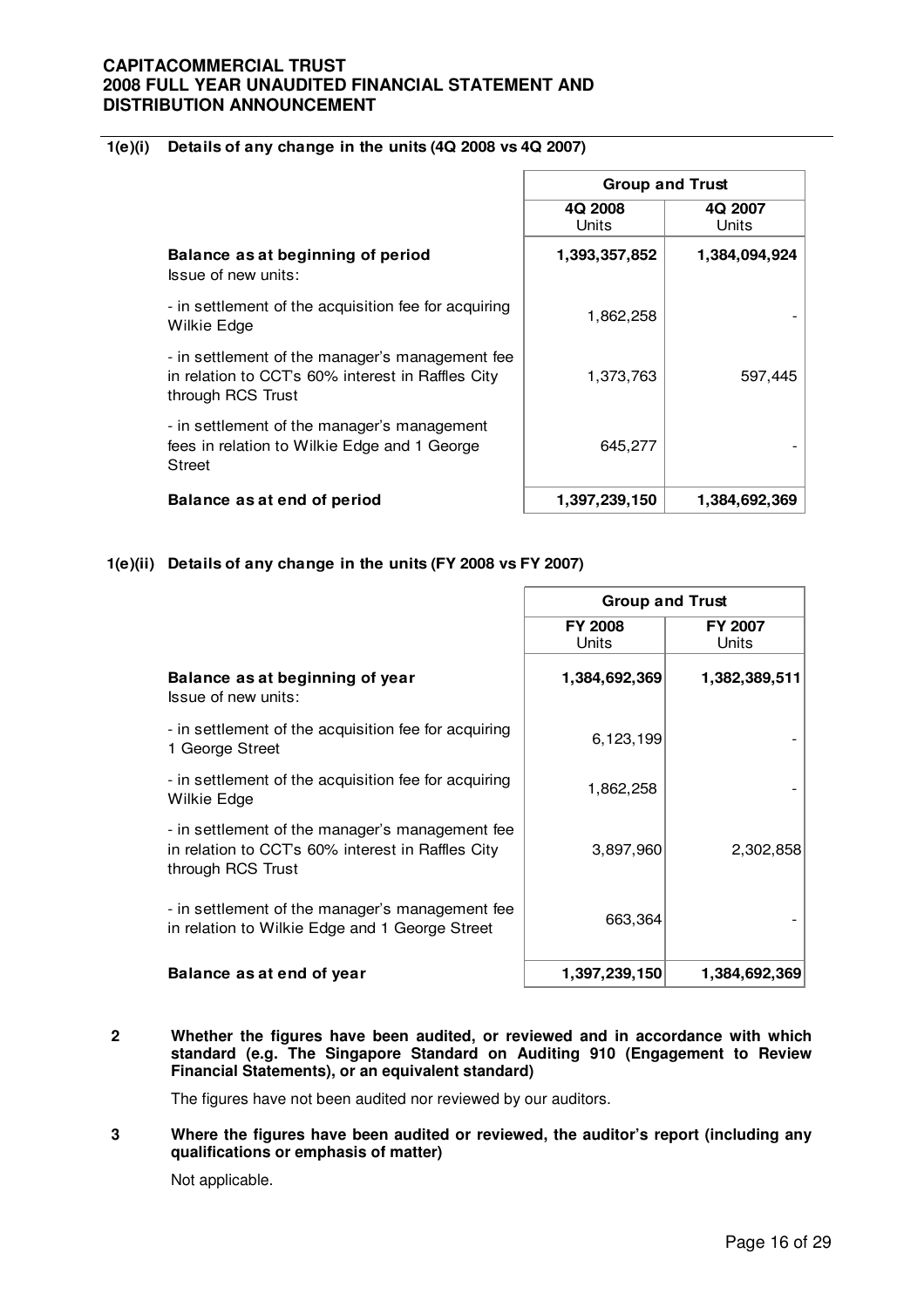## 1(e)(i) Details of any change in the units (4Q 2008 vs 4Q 2007)

| | Group and Trust | |
|---|---|---|
| | 4Q 2008 Units | 4Q 2007 Units |
| **Balance as at beginning of period** | **1,393,357,852** | **1,384,094,924** |
| Issue of new units: | | |
| - in settlement of the acquisition fee for acquiring Wilkie Edge | 1,862,258 | - |
| - in settlement of the manager's management fee in relation to CCT's 60% interest in Raffles City through RCS Trust | 1,373,763 | 597,445 |
| - in settlement of the manager's management fees in relation to Wilkie Edge and 1 George Street | 645,277 | - |
| **Balance as at end of period** | **1,397,239,150** | **1,384,692,369** |

## 1(e)(ii) Details of any change in the units (FY 2008 vs FY 2007)

| | Group and Trust | |
|---|---|---|
| | FY 2008 Units | FY 2007 Units |
| **Balance as at beginning of year** | **1,384,692,369** | **1,382,389,511** |
| Issue of new units: | | |
| - in settlement of the acquisition fee for acquiring 1 George Street | 6,123,199 | - |
| - in settlement of the acquisition fee for acquiring Wilkie Edge | 1,862,258 | - |
| - in settlement of the manager's management fee in relation to CCT's 60% interest in Raffles City through RCS Trust | 3,897,960 | 2,302,858 |
| - in settlement of the manager's management fee in relation to Wilkie Edge and 1 George Street | 663,364 | - |
| **Balance as at end of year** | **1,397,239,150** | **1,384,692,369** |

## 2 Whether the figures have been audited, or reviewed and in accordance with which standard (e.g. The Singapore Standard on Auditing 910 (Engagement to Review Financial Statements), or an equivalent standard)

The figures have not been audited nor reviewed by our auditors.

## 3 Where the figures have been audited or reviewed, the auditor's report (including any qualifications or emphasis of matter)

Not applicable.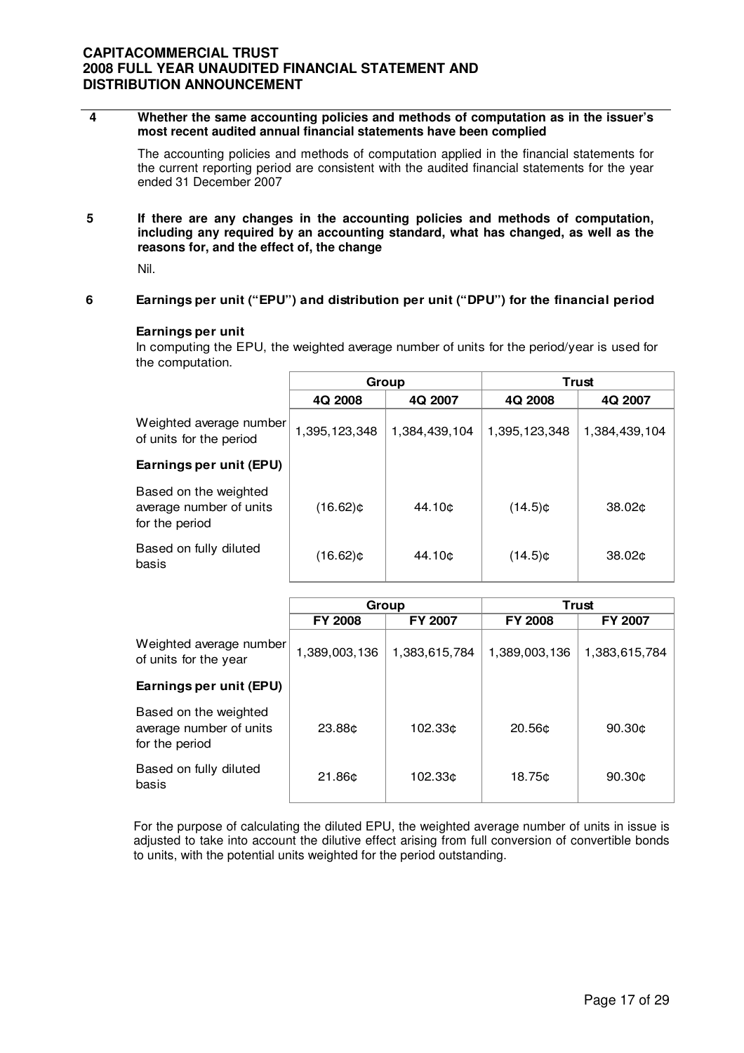**4 Whether the same accounting policies and methods of computation as in the issuer's most recent audited annual financial statements have been complied**

The accounting policies and methods of computation applied in the financial statements for the current reporting period are consistent with the audited financial statements for the year ended 31 December 2007

**5 If there are any changes in the accounting policies and methods of computation, including any required by an accounting standard, what has changed, as well as the reasons for, and the effect of, the change**

Nil.

**6 Earnings per unit ("EPU") and distribution per unit ("DPU") for the financial period**

**Earnings per unit**

In computing the EPU, the weighted average number of units for the period/year is used for the computation.

| | Group | | Trust | |
|---|---|---|---|---|
| | 4Q 2008 | 4Q 2007 | 4Q 2008 | 4Q 2007 |
| Weighted average number of units for the period | 1,395,123,348 | 1,384,439,104 | 1,395,123,348 | 1,384,439,104 |
| **Earnings per unit (EPU)** | | | | |
| Based on the weighted average number of units for the period | (16.62)¢ | 44.10¢ | (14.5)¢ | 38.02¢ |
| Based on fully diluted basis | (16.62)¢ | 44.10¢ | (14.5)¢ | 38.02¢ |

| | Group | | Trust | |
|---|---|---|---|---|
| | FY 2008 | FY 2007 | FY 2008 | FY 2007 |
| Weighted average number of units for the year | 1,389,003,136 | 1,383,615,784 | 1,389,003,136 | 1,383,615,784 |
| **Earnings per unit (EPU)** | | | | |
| Based on the weighted average number of units for the period | 23.88¢ | 102.33¢ | 20.56¢ | 90.30¢ |
| Based on fully diluted basis | 21.86¢ | 102.33¢ | 18.75¢ | 90.30¢ |

For the purpose of calculating the diluted EPU, the weighted average number of units in issue is adjusted to take into account the dilutive effect arising from full conversion of convertible bonds to units, with the potential units weighted for the period outstanding.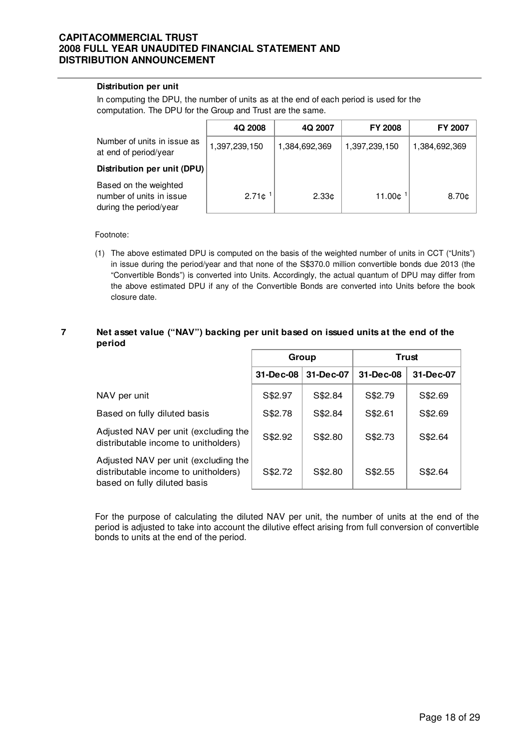**Distribution per unit**

In computing the DPU, the number of units as at the end of each period is used for the computation. The DPU for the Group and Trust are the same.

| | 4Q 2008 | 4Q 2007 | FY 2008 | FY 2007 |
|---|---|---|---|---|
| Number of units in issue as at end of period/year | 1,397,239,150 | 1,384,692,369 | 1,397,239,150 | 1,384,692,369 |
| **Distribution per unit (DPU)** | | | | |
| Based on the weighted number of units in issue during the period/year | 2.71¢ [1] | 2.33¢ | 11.00¢ [1] | 8.70¢ |

Footnote:

(1) The above estimated DPU is computed on the basis of the weighted number of units in CCT ("Units") in issue during the period/year and that none of the S$370.0 million convertible bonds due 2013 (the "Convertible Bonds") is converted into Units. Accordingly, the actual quantum of DPU may differ from the above estimated DPU if any of the Convertible Bonds are converted into Units before the book closure date.

## 7 Net asset value ("NAV") backing per unit based on issued units at the end of the period

| | Group | | Trust | |
|---|---|---|---|---|
| | 31-Dec-08 | 31-Dec-07 | 31-Dec-08 | 31-Dec-07 |
| NAV per unit | S$2.97 | S$2.84 | S$2.79 | S$2.69 |
| Based on fully diluted basis | S$2.78 | S$2.84 | S$2.61 | S$2.69 |
| Adjusted NAV per unit (excluding the distributable income to unitholders) | S$2.92 | S$2.80 | S$2.73 | S$2.64 |
| Adjusted NAV per unit (excluding the distributable income to unitholders) based on fully diluted basis | S$2.72 | S$2.80 | S$2.55 | S$2.64 |

For the purpose of calculating the diluted NAV per unit, the number of units at the end of the period is adjusted to take into account the dilutive effect arising from full conversion of convertible bonds to units at the end of the period.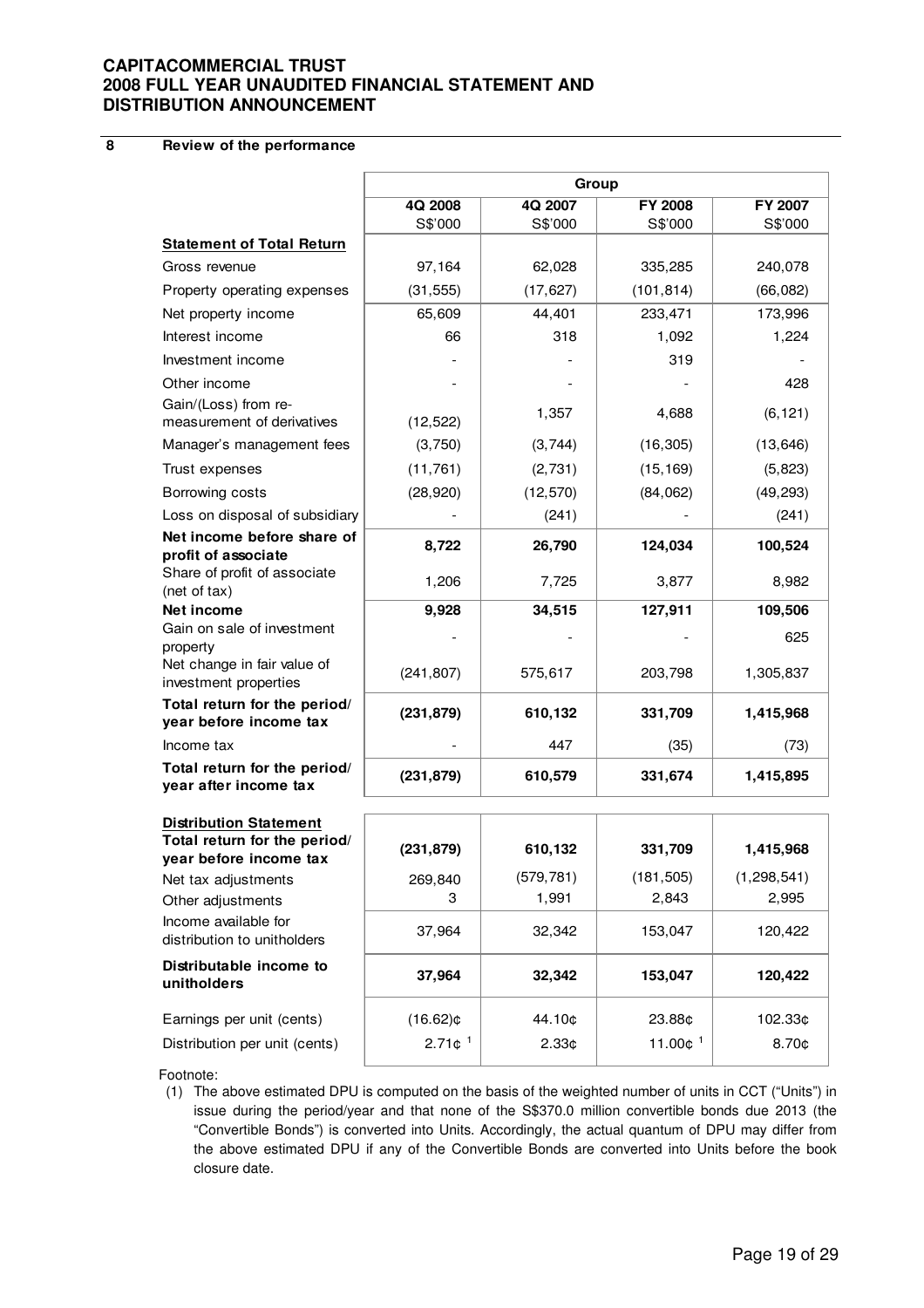## 8 Review of the performance

| | Group | | | |
|---|---|---|---|---|
| | 4Q 2008 | 4Q 2007 | FY 2008 | FY 2007 |
| | S$'000 | S$'000 | S$'000 | S$'000 |
| **Statement of Total Return** | | | | |
| Gross revenue | 97,164 | 62,028 | 335,285 | 240,078 |
| Property operating expenses | (31,555) | (17,627) | (101,814) | (66,082) |
| Net property income | 65,609 | 44,401 | 233,471 | 173,996 |
| Interest income | 66 | 318 | 1,092 | 1,224 |
| Investment income | - | - | 319 | - |
| Other income | - | - | - | 428 |
| Gain/(Loss) from re-measurement of derivatives | (12,522) | 1,357 | 4,688 | (6,121) |
| Manager's management fees | (3,750) | (3,744) | (16,305) | (13,646) |
| Trust expenses | (11,761) | (2,731) | (15,169) | (5,823) |
| Borrowing costs | (28,920) | (12,570) | (84,062) | (49,293) |
| Loss on disposal of subsidiary | - | (241) | - | (241) |
| **Net income before share of profit of associate** | **8,722** | **26,790** | **124,034** | **100,524** |
| Share of profit of associate (net of tax) | 1,206 | 7,725 | 3,877 | 8,982 |
| **Net income** | **9,928** | **34,515** | **127,911** | **109,506** |
| Gain on sale of investment property | - | - | - | 625 |
| Net change in fair value of investment properties | (241,807) | 575,617 | 203,798 | 1,305,837 |
| **Total return for the period/ year before income tax** | **(231,879)** | **610,132** | **331,709** | **1,415,968** |
| Income tax | - | 447 | (35) | (73) |
| **Total return for the period/ year after income tax** | **(231,879)** | **610,579** | **331,674** | **1,415,895** |
| | | | | |
| **Distribution Statement** | | | | |
| **Total return for the period/ year before income tax** | **(231,879)** | **610,132** | **331,709** | **1,415,968** |
| Net tax adjustments | 269,840 | (579,781) | (181,505) | (1,298,541) |
| Other adjustments | 3 | 1,991 | 2,843 | 2,995 |
| Income available for distribution to unitholders | 37,964 | 32,342 | 153,047 | 120,422 |
| **Distributable income to unitholders** | **37,964** | **32,342** | **153,047** | **120,422** |
| | | | | |
| Earnings per unit (cents) | (16.62)¢ | 44.10¢ | 23.88¢ | 102.33¢ |
| Distribution per unit (cents) | 2.71¢ [1] | 2.33¢ | 11.00¢ [1] | 8.70¢ |

Footnote:

(1) The above estimated DPU is computed on the basis of the weighted number of units in CCT ("Units") in issue during the period/year and that none of the S$370.0 million convertible bonds due 2013 (the "Convertible Bonds") is converted into Units. Accordingly, the actual quantum of DPU may differ from the above estimated DPU if any of the Convertible Bonds are converted into Units before the book closure date.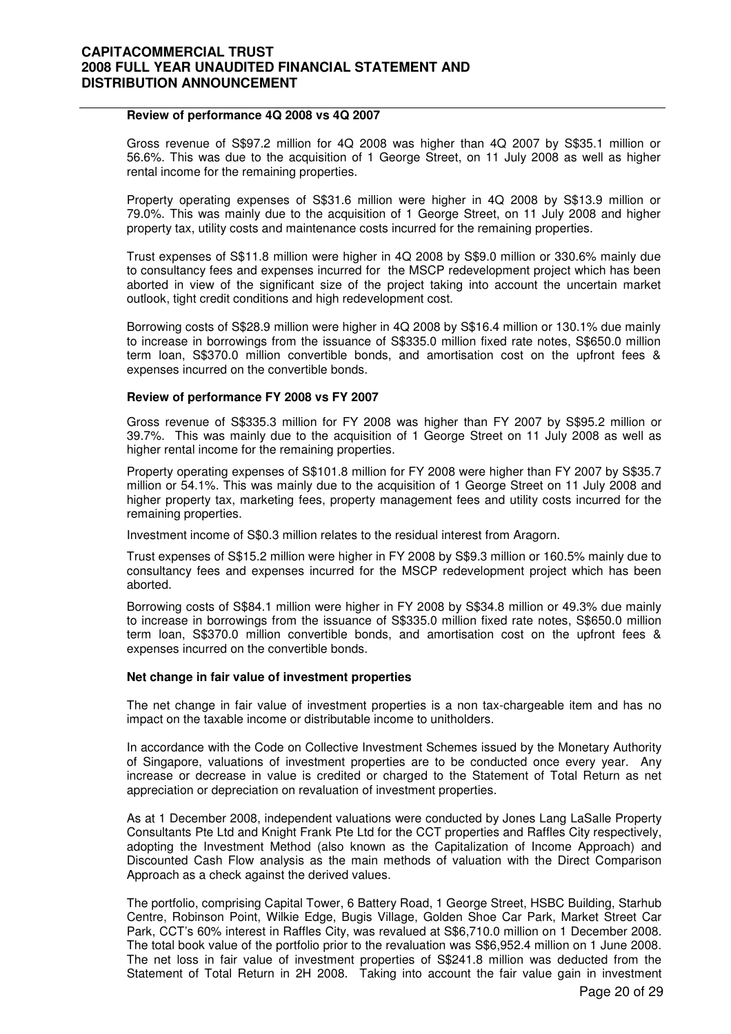**Review of performance 4Q 2008 vs 4Q 2007**

Gross revenue of S$97.2 million for 4Q 2008 was higher than 4Q 2007 by S$35.1 million or 56.6%. This was due to the acquisition of 1 George Street, on 11 July 2008 as well as higher rental income for the remaining properties.

Property operating expenses of S$31.6 million were higher in 4Q 2008 by S$13.9 million or 79.0%. This was mainly due to the acquisition of 1 George Street, on 11 July 2008 and higher property tax, utility costs and maintenance costs incurred for the remaining properties.

Trust expenses of S$11.8 million were higher in 4Q 2008 by S$9.0 million or 330.6% mainly due to consultancy fees and expenses incurred for the MSCP redevelopment project which has been aborted in view of the significant size of the project taking into account the uncertain market outlook, tight credit conditions and high redevelopment cost.

Borrowing costs of S$28.9 million were higher in 4Q 2008 by S$16.4 million or 130.1% due mainly to increase in borrowings from the issuance of S$335.0 million fixed rate notes, S$650.0 million term loan, S$370.0 million convertible bonds, and amortisation cost on the upfront fees & expenses incurred on the convertible bonds.

**Review of performance FY 2008 vs FY 2007**

Gross revenue of S$335.3 million for FY 2008 was higher than FY 2007 by S$95.2 million or 39.7%. This was mainly due to the acquisition of 1 George Street on 11 July 2008 as well as higher rental income for the remaining properties.

Property operating expenses of S$101.8 million for FY 2008 were higher than FY 2007 by S$35.7 million or 54.1%. This was mainly due to the acquisition of 1 George Street on 11 July 2008 and higher property tax, marketing fees, property management fees and utility costs incurred for the remaining properties.

Investment income of S$0.3 million relates to the residual interest from Aragorn.

Trust expenses of S$15.2 million were higher in FY 2008 by S$9.3 million or 160.5% mainly due to consultancy fees and expenses incurred for the MSCP redevelopment project which has been aborted.

Borrowing costs of S$84.1 million were higher in FY 2008 by S$34.8 million or 49.3% due mainly to increase in borrowings from the issuance of S$335.0 million fixed rate notes, S$650.0 million term loan, S$370.0 million convertible bonds, and amortisation cost on the upfront fees & expenses incurred on the convertible bonds.

**Net change in fair value of investment properties**

The net change in fair value of investment properties is a non tax-chargeable item and has no impact on the taxable income or distributable income to unitholders.

In accordance with the Code on Collective Investment Schemes issued by the Monetary Authority of Singapore, valuations of investment properties are to be conducted once every year. Any increase or decrease in value is credited or charged to the Statement of Total Return as net appreciation or depreciation on revaluation of investment properties.

As at 1 December 2008, independent valuations were conducted by Jones Lang LaSalle Property Consultants Pte Ltd and Knight Frank Pte Ltd for the CCT properties and Raffles City respectively, adopting the Investment Method (also known as the Capitalization of Income Approach) and Discounted Cash Flow analysis as the main methods of valuation with the Direct Comparison Approach as a check against the derived values.

The portfolio, comprising Capital Tower, 6 Battery Road, 1 George Street, HSBC Building, Starhub Centre, Robinson Point, Wilkie Edge, Bugis Village, Golden Shoe Car Park, Market Street Car Park, CCT's 60% interest in Raffles City, was revalued at S$6,710.0 million on 1 December 2008. The total book value of the portfolio prior to the revaluation was S$6,952.4 million on 1 June 2008. The net loss in fair value of investment properties of S$241.8 million was deducted from the Statement of Total Return in 2H 2008. Taking into account the fair value gain in investment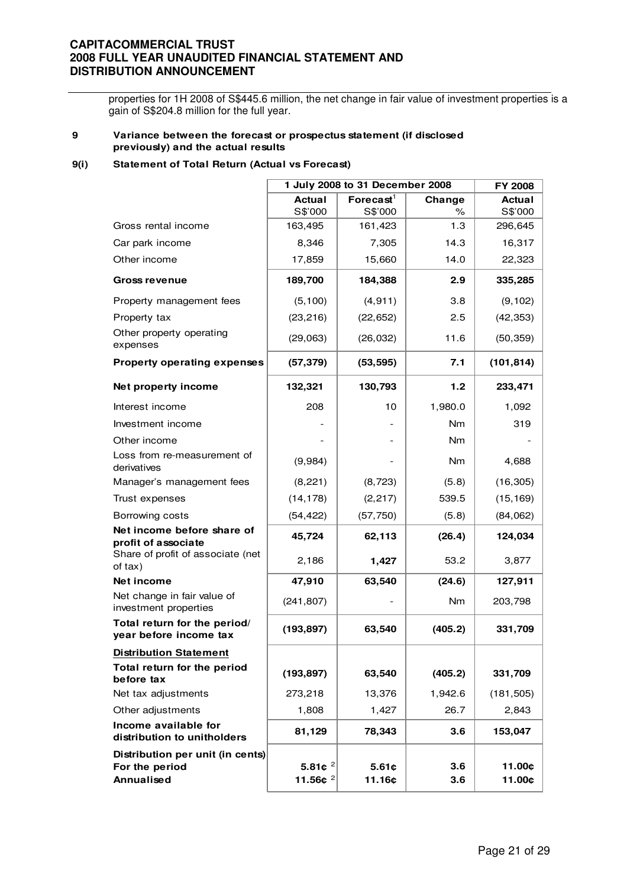properties for 1H 2008 of S$445.6 million, the net change in fair value of investment properties is a gain of S$204.8 million for the full year.

**9 Variance between the forecast or prospectus statement (if disclosed previously) and the actual results**

**9(i) Statement of Total Return (Actual vs Forecast)**

| | 1 July 2008 to 31 December 2008 | | | FY 2008 |
|---|---|---|---|---|
| | **Actual** S$'000 | **Forecast**[1] S$'000 | **Change** % | **Actual** S$'000 |
| Gross rental income | 163,495 | 161,423 | 1.3 | 296,645 |
| Car park income | 8,346 | 7,305 | 14.3 | 16,317 |
| Other income | 17,859 | 15,660 | 14.0 | 22,323 |
| **Gross revenue** | **189,700** | **184,388** | **2.9** | **335,285** |
| Property management fees | (5,100) | (4,911) | 3.8 | (9,102) |
| Property tax | (23,216) | (22,652) | 2.5 | (42,353) |
| Other property operating expenses | (29,063) | (26,032) | 11.6 | (50,359) |
| **Property operating expenses** | **(57,379)** | **(53,595)** | **7.1** | **(101,814)** |
| **Net property income** | **132,321** | **130,793** | **1.2** | **233,471** |
| Interest income | 208 | 10 | 1,980.0 | 1,092 |
| Investment income | - | - | Nm | 319 |
| Other income | - | - | Nm | - |
| Loss from re-measurement of derivatives | (9,984) | - | Nm | 4,688 |
| Manager's management fees | (8,221) | (8,723) | (5.8) | (16,305) |
| Trust expenses | (14,178) | (2,217) | 539.5 | (15,169) |
| Borrowing costs | (54,422) | (57,750) | (5.8) | (84,062) |
| **Net income before share of profit of associate** | **45,724** | **62,113** | **(26.4)** | **124,034** |
| Share of profit of associate (net of tax) | 2,186 | **1,427** | 53.2 | 3,877 |
| **Net income** | **47,910** | **63,540** | **(24.6)** | **127,911** |
| Net change in fair value of investment properties | (241,807) | - | Nm | 203,798 |
| **Total return for the period/ year before income tax** | **(193,897)** | **63,540** | **(405.2)** | **331,709** |
| **Distribution Statement** | | | | |
| **Total return for the period before tax** | **(193,897)** | **63,540** | **(405.2)** | **331,709** |
| Net tax adjustments | 273,218 | 13,376 | 1,942.6 | (181,505) |
| Other adjustments | 1,808 | 1,427 | 26.7 | 2,843 |
| **Income available for distribution to unitholders** | **81,129** | **78,343** | **3.6** | **153,047** |
| **Distribution per unit (in cents)** | | | | |
| **For the period** | **5.81¢** [2] | **5.61¢** | **3.6** | **11.00¢** |
| **Annualised** | **11.56¢** [2] | **11.16¢** | **3.6** | **11.00¢** |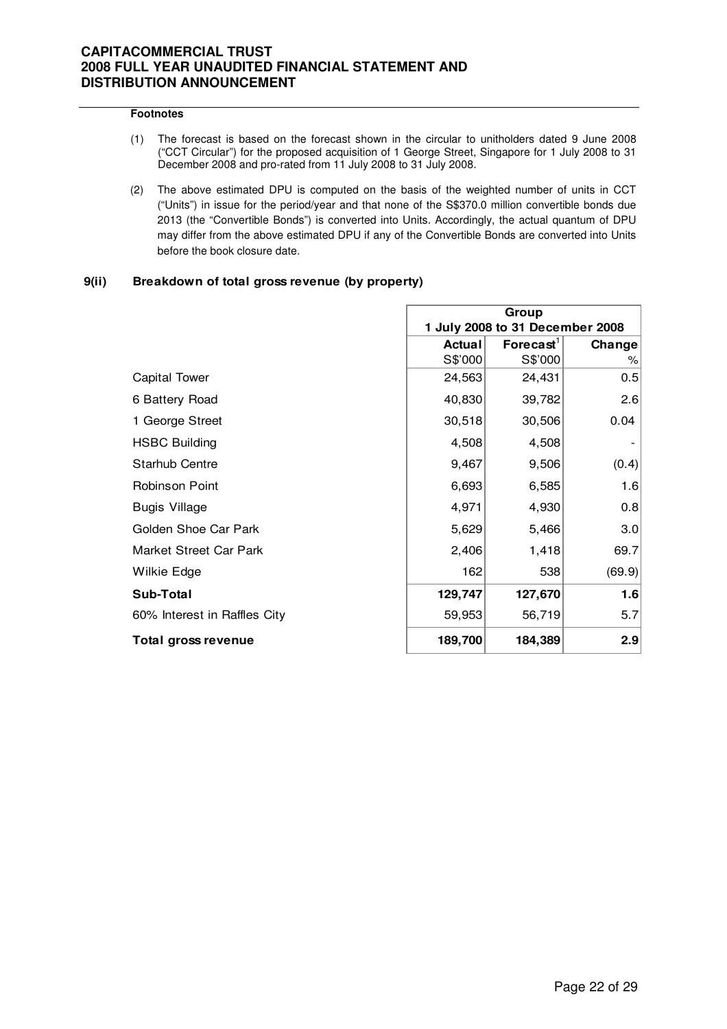**Footnotes**

(1) The forecast is based on the forecast shown in the circular to unitholders dated 9 June 2008 ("CCT Circular") for the proposed acquisition of 1 George Street, Singapore for 1 July 2008 to 31 December 2008 and pro-rated from 11 July 2008 to 31 July 2008.

(2) The above estimated DPU is computed on the basis of the weighted number of units in CCT ("Units") in issue for the period/year and that none of the S$370.0 million convertible bonds due 2013 (the "Convertible Bonds") is converted into Units. Accordingly, the actual quantum of DPU may differ from the above estimated DPU if any of the Convertible Bonds are converted into Units before the book closure date.

### 9(ii) Breakdown of total gross revenue (by property)

| | Group 1 July 2008 to 31 December 2008 | | |
|---|---|---|---|
| | **Actual** S$'000 | **Forecast**[1] S$'000 | **Change** % |
| Capital Tower | 24,563 | 24,431 | 0.5 |
| 6 Battery Road | 40,830 | 39,782 | 2.6 |
| 1 George Street | 30,518 | 30,506 | 0.04 |
| HSBC Building | 4,508 | 4,508 | - |
| Starhub Centre | 9,467 | 9,506 | (0.4) |
| Robinson Point | 6,693 | 6,585 | 1.6 |
| Bugis Village | 4,971 | 4,930 | 0.8 |
| Golden Shoe Car Park | 5,629 | 5,466 | 3.0 |
| Market Street Car Park | 2,406 | 1,418 | 69.7 |
| Wilkie Edge | 162 | 538 | (69.9) |
| **Sub-Total** | **129,747** | **127,670** | **1.6** |
| 60% Interest in Raffles City | 59,953 | 56,719 | 5.7 |
| **Total gross revenue** | **189,700** | **184,389** | **2.9** |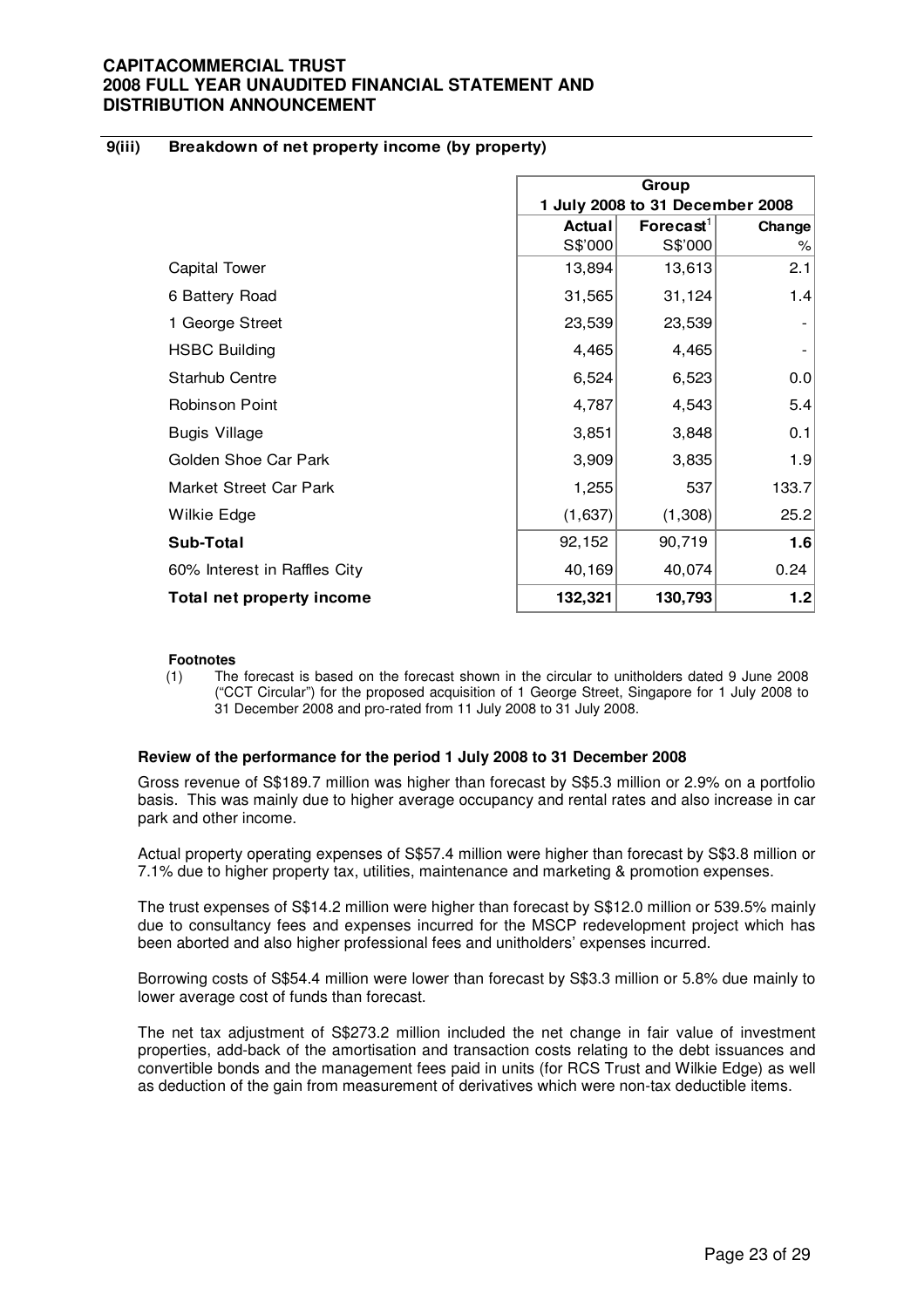### 9(iii) Breakdown of net property income (by property)

| | Group | | |
|---|---|---|---|
| | 1 July 2008 to 31 December 2008 | | |
| | Actual | Forecast[1] | Change |
| | S$'000 | S$'000 | % |
| Capital Tower | 13,894 | 13,613 | 2.1 |
| 6 Battery Road | 31,565 | 31,124 | 1.4 |
| 1 George Street | 23,539 | 23,539 | - |
| HSBC Building | 4,465 | 4,465 | - |
| Starhub Centre | 6,524 | 6,523 | 0.0 |
| Robinson Point | 4,787 | 4,543 | 5.4 |
| Bugis Village | 3,851 | 3,848 | 0.1 |
| Golden Shoe Car Park | 3,909 | 3,835 | 1.9 |
| Market Street Car Park | 1,255 | 537 | 133.7 |
| Wilkie Edge | (1,637) | (1,308) | 25.2 |
| **Sub-Total** | 92,152 | 90,719 | **1.6** |
| 60% Interest in Raffles City | 40,169 | 40,074 | 0.24 |
| **Total net property income** | **132,321** | **130,793** | **1.2** |

**Footnotes**

(1) The forecast is based on the forecast shown in the circular to unitholders dated 9 June 2008 ("CCT Circular") for the proposed acquisition of 1 George Street, Singapore for 1 July 2008 to 31 December 2008 and pro-rated from 11 July 2008 to 31 July 2008.

**Review of the performance for the period 1 July 2008 to 31 December 2008**

Gross revenue of S$189.7 million was higher than forecast by S$5.3 million or 2.9% on a portfolio basis. This was mainly due to higher average occupancy and rental rates and also increase in car park and other income.

Actual property operating expenses of S$57.4 million were higher than forecast by S$3.8 million or 7.1% due to higher property tax, utilities, maintenance and marketing & promotion expenses.

The trust expenses of S$14.2 million were higher than forecast by S$12.0 million or 539.5% mainly due to consultancy fees and expenses incurred for the MSCP redevelopment project which has been aborted and also higher professional fees and unitholders' expenses incurred.

Borrowing costs of S$54.4 million were lower than forecast by S$3.3 million or 5.8% due mainly to lower average cost of funds than forecast.

The net tax adjustment of S$273.2 million included the net change in fair value of investment properties, add-back of the amortisation and transaction costs relating to the debt issuances and convertible bonds and the management fees paid in units (for RCS Trust and Wilkie Edge) as well as deduction of the gain from measurement of derivatives which were non-tax deductible items.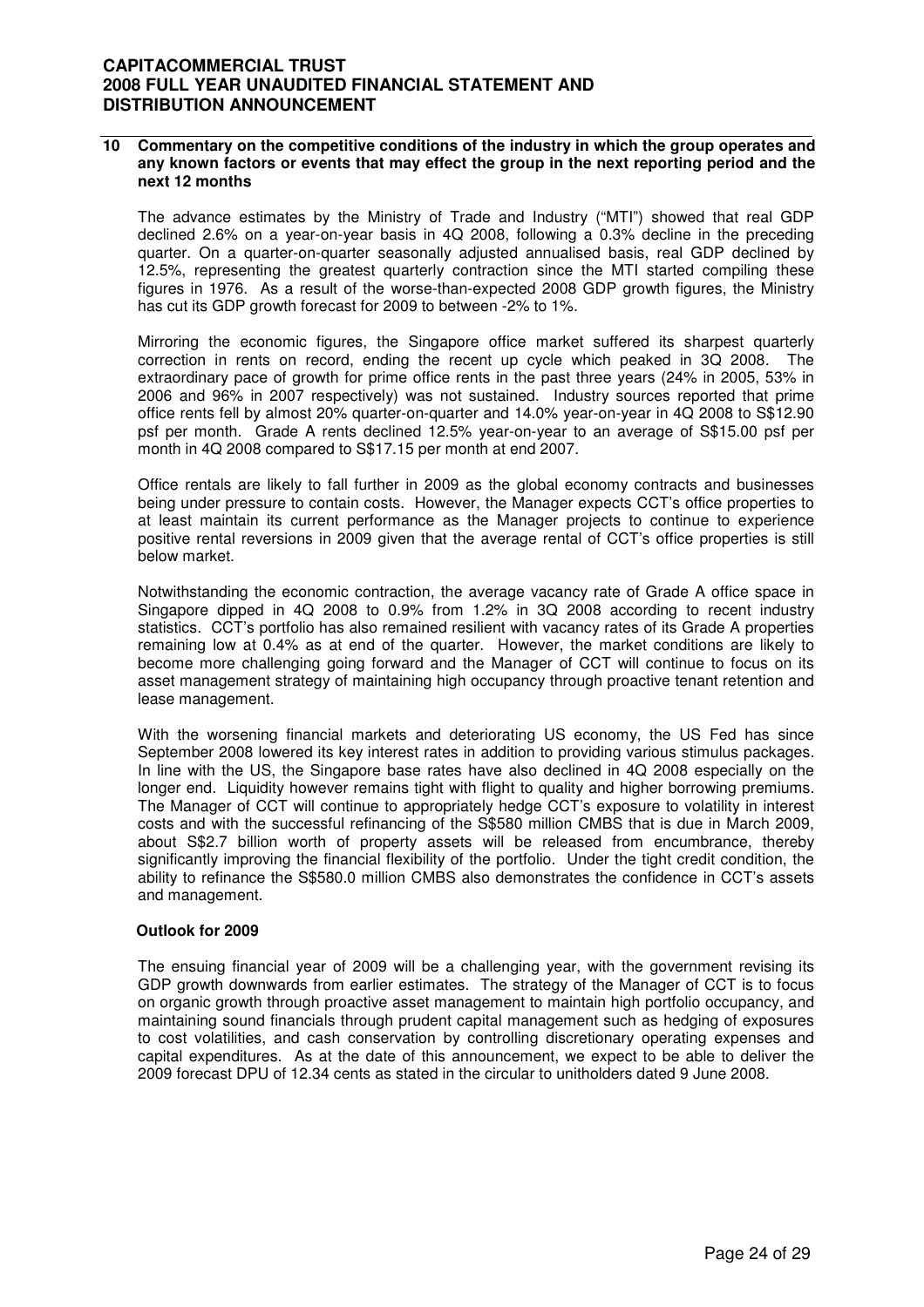## 10 Commentary on the competitive conditions of the industry in which the group operates and any known factors or events that may effect the group in the next reporting period and the next 12 months

The advance estimates by the Ministry of Trade and Industry ("MTI") showed that real GDP declined 2.6% on a year-on-year basis in 4Q 2008, following a 0.3% decline in the preceding quarter. On a quarter-on-quarter seasonally adjusted annualised basis, real GDP declined by 12.5%, representing the greatest quarterly contraction since the MTI started compiling these figures in 1976. As a result of the worse-than-expected 2008 GDP growth figures, the Ministry has cut its GDP growth forecast for 2009 to between -2% to 1%.

Mirroring the economic figures, the Singapore office market suffered its sharpest quarterly correction in rents on record, ending the recent up cycle which peaked in 3Q 2008. The extraordinary pace of growth for prime office rents in the past three years (24% in 2005, 53% in 2006 and 96% in 2007 respectively) was not sustained. Industry sources reported that prime office rents fell by almost 20% quarter-on-quarter and 14.0% year-on-year in 4Q 2008 to S$12.90 psf per month. Grade A rents declined 12.5% year-on-year to an average of S$15.00 psf per month in 4Q 2008 compared to S$17.15 per month at end 2007.

Office rentals are likely to fall further in 2009 as the global economy contracts and businesses being under pressure to contain costs. However, the Manager expects CCT's office properties to at least maintain its current performance as the Manager projects to continue to experience positive rental reversions in 2009 given that the average rental of CCT's office properties is still below market.

Notwithstanding the economic contraction, the average vacancy rate of Grade A office space in Singapore dipped in 4Q 2008 to 0.9% from 1.2% in 3Q 2008 according to recent industry statistics. CCT's portfolio has also remained resilient with vacancy rates of its Grade A properties remaining low at 0.4% as at end of the quarter. However, the market conditions are likely to become more challenging going forward and the Manager of CCT will continue to focus on its asset management strategy of maintaining high occupancy through proactive tenant retention and lease management.

With the worsening financial markets and deteriorating US economy, the US Fed has since September 2008 lowered its key interest rates in addition to providing various stimulus packages. In line with the US, the Singapore base rates have also declined in 4Q 2008 especially on the longer end. Liquidity however remains tight with flight to quality and higher borrowing premiums. The Manager of CCT will continue to appropriately hedge CCT's exposure to volatility in interest costs and with the successful refinancing of the S$580 million CMBS that is due in March 2009, about S$2.7 billion worth of property assets will be released from encumbrance, thereby significantly improving the financial flexibility of the portfolio. Under the tight credit condition, the ability to refinance the S$580.0 million CMBS also demonstrates the confidence in CCT's assets and management.

### Outlook for 2009

The ensuing financial year of 2009 will be a challenging year, with the government revising its GDP growth downwards from earlier estimates. The strategy of the Manager of CCT is to focus on organic growth through proactive asset management to maintain high portfolio occupancy, and maintaining sound financials through prudent capital management such as hedging of exposures to cost volatilities, and cash conservation by controlling discretionary operating expenses and capital expenditures. As at the date of this announcement, we expect to be able to deliver the 2009 forecast DPU of 12.34 cents as stated in the circular to unitholders dated 9 June 2008.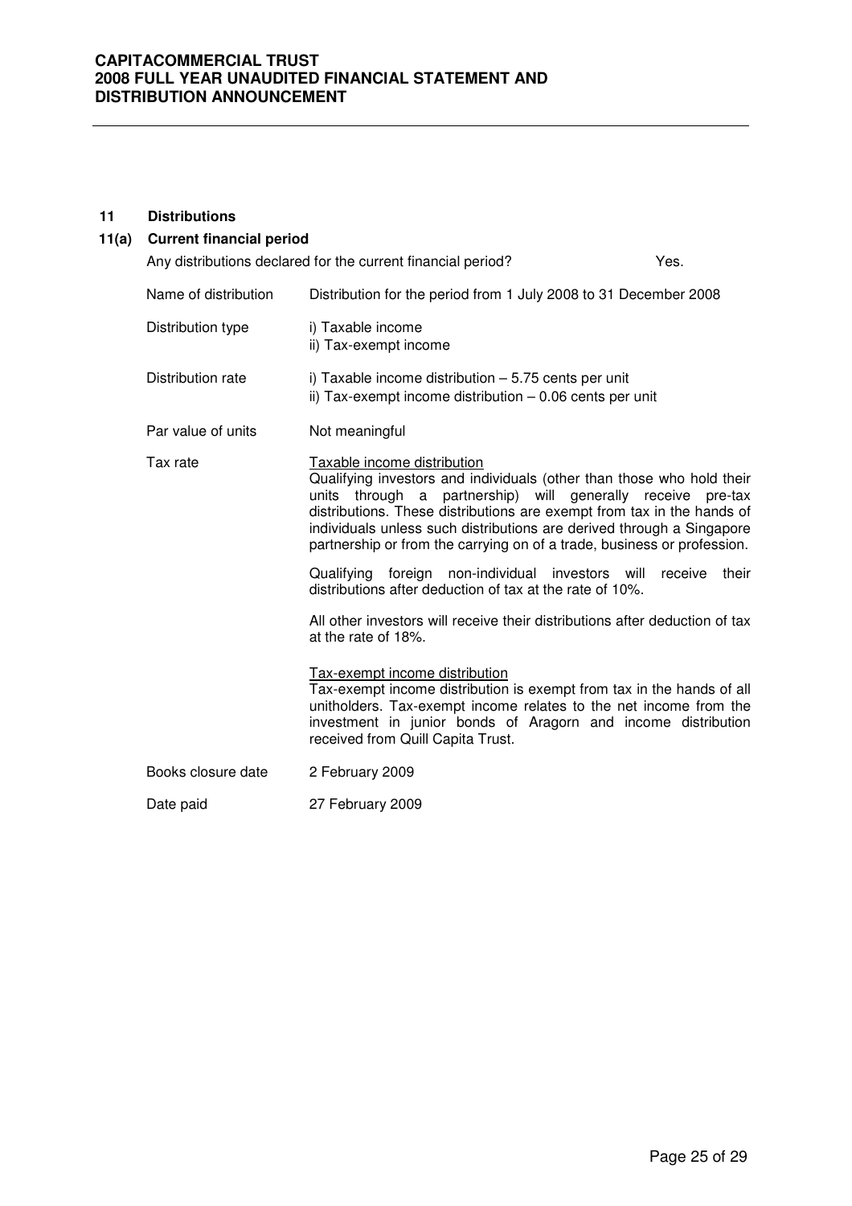## 11 Distributions

### 11(a) Current financial period

Any distributions declared for the current financial period? Yes.

| | |
|---|---|
| Name of distribution | Distribution for the period from 1 July 2008 to 31 December 2008 |
| Distribution type | i) Taxable income<br>ii) Tax-exempt income |
| Distribution rate | i) Taxable income distribution – 5.75 cents per unit<br>ii) Tax-exempt income distribution – 0.06 cents per unit |
| Par value of units | Not meaningful |
| Tax rate | <u>Taxable income distribution</u><br>Qualifying investors and individuals (other than those who hold their units through a partnership) will generally receive pre-tax distributions. These distributions are exempt from tax in the hands of individuals unless such distributions are derived through a Singapore partnership or from the carrying on of a trade, business or profession.<br><br>Qualifying foreign non-individual investors will receive their distributions after deduction of tax at the rate of 10%.<br><br>All other investors will receive their distributions after deduction of tax at the rate of 18%.<br><br><u>Tax-exempt income distribution</u><br>Tax-exempt income distribution is exempt from tax in the hands of all unitholders. Tax-exempt income relates to the net income from the investment in junior bonds of Aragorn and income distribution received from Quill Capita Trust. |
| Books closure date | 2 February 2009 |
| Date paid | 27 February 2009 |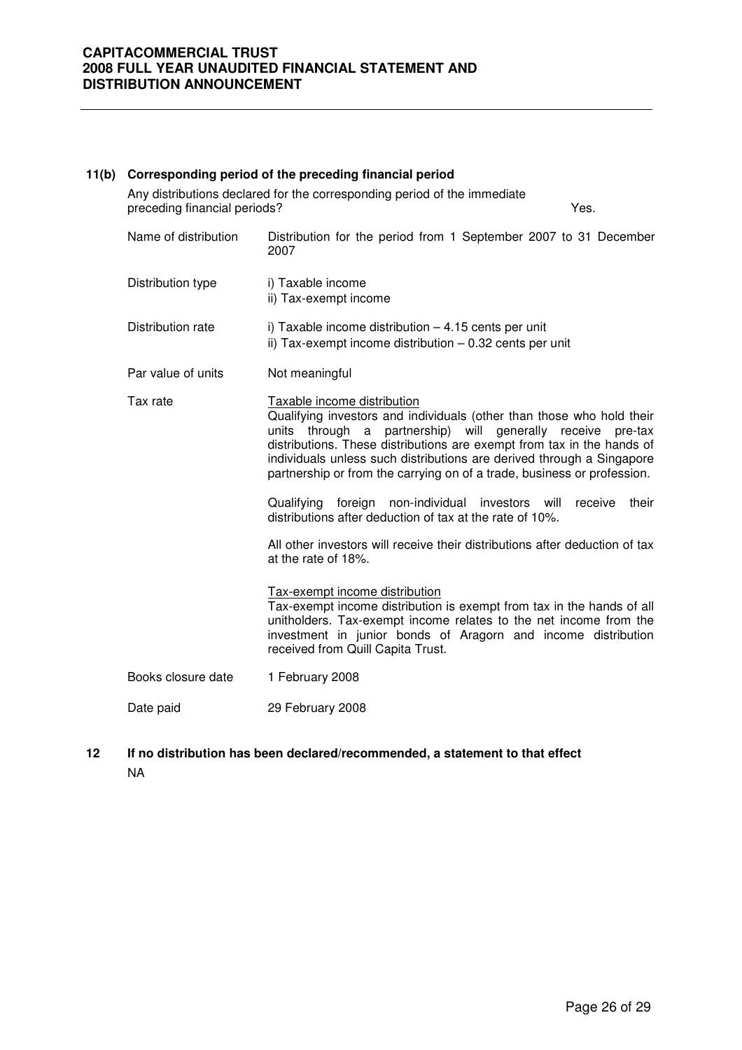### 11(b) Corresponding period of the preceding financial period

Any distributions declared for the corresponding period of the immediate preceding financial periods? Yes.

| | |
|---|---|
| Name of distribution | Distribution for the period from 1 September 2007 to 31 December 2007 |
| Distribution type | i) Taxable income<br>ii) Tax-exempt income |
| Distribution rate | i) Taxable income distribution – 4.15 cents per unit<br>ii) Tax-exempt income distribution – 0.32 cents per unit |
| Par value of units | Not meaningful |
| Tax rate | <u>Taxable income distribution</u><br>Qualifying investors and individuals (other than those who hold their units through a partnership) will generally receive pre-tax distributions. These distributions are exempt from tax in the hands of individuals unless such distributions are derived through a Singapore partnership or from the carrying on of a trade, business or profession.<br><br>Qualifying foreign non-individual investors will receive their distributions after deduction of tax at the rate of 10%.<br><br>All other investors will receive their distributions after deduction of tax at the rate of 18%.<br><br><u>Tax-exempt income distribution</u><br>Tax-exempt income distribution is exempt from tax in the hands of all unitholders. Tax-exempt income relates to the net income from the investment in junior bonds of Aragorn and income distribution received from Quill Capita Trust. |
| Books closure date | 1 February 2008 |
| Date paid | 29 February 2008 |

### 12 If no distribution has been declared/recommended, a statement to that effect

NA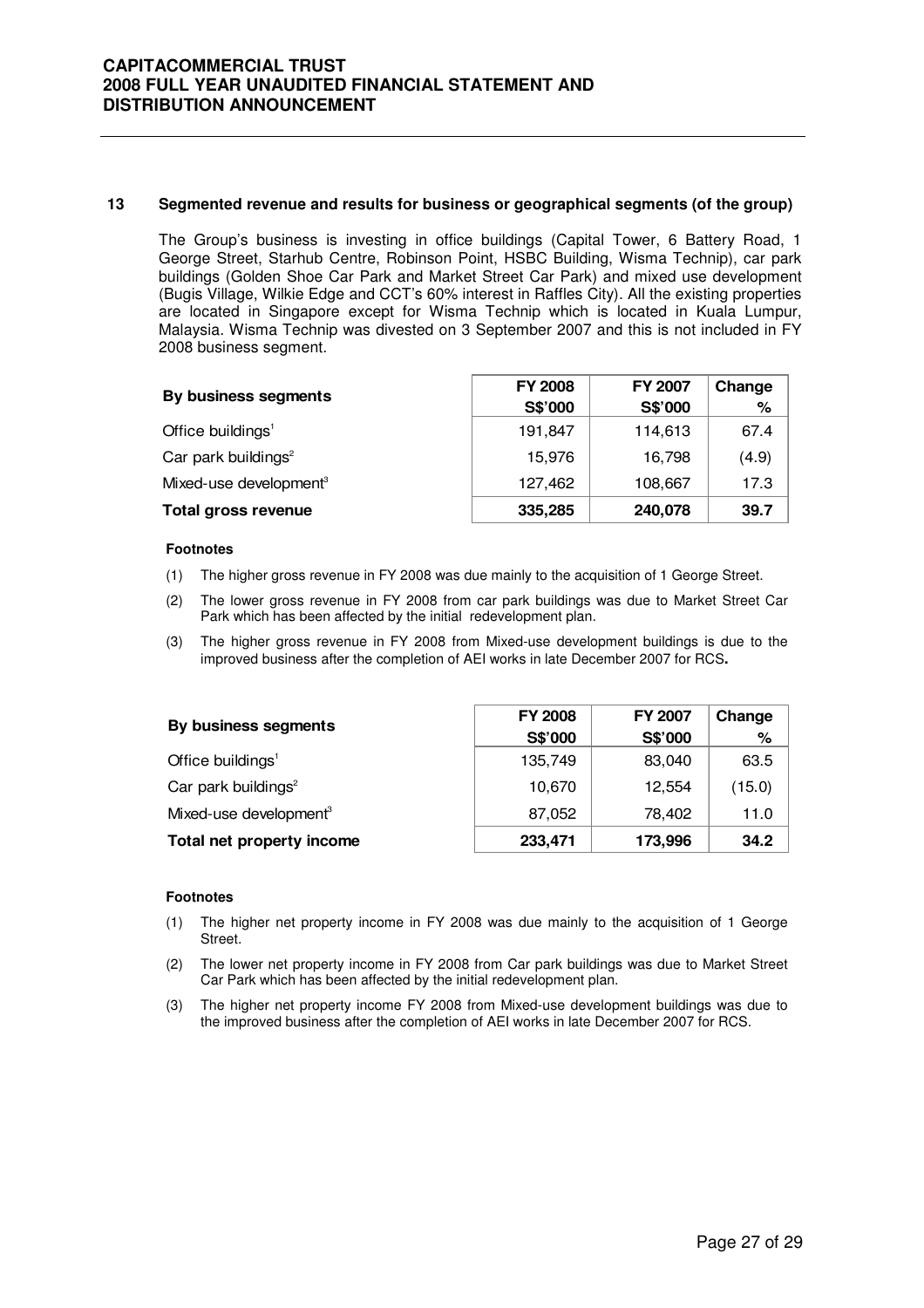## 13 Segmented revenue and results for business or geographical segments (of the group)

The Group's business is investing in office buildings (Capital Tower, 6 Battery Road, 1 George Street, Starhub Centre, Robinson Point, HSBC Building, Wisma Technip), car park buildings (Golden Shoe Car Park and Market Street Car Park) and mixed use development (Bugis Village, Wilkie Edge and CCT's 60% interest in Raffles City). All the existing properties are located in Singapore except for Wisma Technip which is located in Kuala Lumpur, Malaysia. Wisma Technip was divested on 3 September 2007 and this is not included in FY 2008 business segment.

| By business segments | FY 2008 S$'000 | FY 2007 S$'000 | Change % |
|---|---|---|---|
| Office buildings[1] | 191,847 | 114,613 | 67.4 |
| Car park buildings[2] | 15,976 | 16,798 | (4.9) |
| Mixed-use development[3] | 127,462 | 108,667 | 17.3 |
| **Total gross revenue** | **335,285** | **240,078** | **39.7** |

**Footnotes**

(1) The higher gross revenue in FY 2008 was due mainly to the acquisition of 1 George Street.

(2) The lower gross revenue in FY 2008 from car park buildings was due to Market Street Car Park which has been affected by the initial redevelopment plan.

(3) The higher gross revenue in FY 2008 from Mixed-use development buildings is due to the improved business after the completion of AEI works in late December 2007 for RCS**.**

| By business segments | FY 2008 S$'000 | FY 2007 S$'000 | Change % |
|---|---|---|---|
| Office buildings[1] | 135,749 | 83,040 | 63.5 |
| Car park buildings[2] | 10,670 | 12,554 | (15.0) |
| Mixed-use development[3] | 87,052 | 78,402 | 11.0 |
| **Total net property income** | **233,471** | **173,996** | **34.2** |

**Footnotes**

(1) The higher net property income in FY 2008 was due mainly to the acquisition of 1 George Street.

(2) The lower net property income in FY 2008 from Car park buildings was due to Market Street Car Park which has been affected by the initial redevelopment plan.

(3) The higher net property income FY 2008 from Mixed-use development buildings was due to the improved business after the completion of AEI works in late December 2007 for RCS.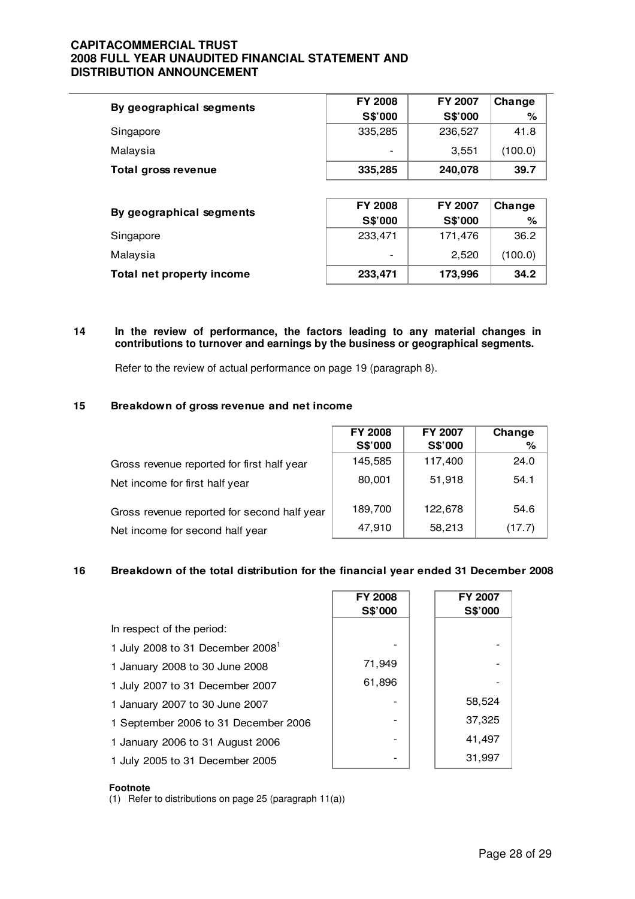| By geographical segments | FY 2008 S$'000 | FY 2007 S$'000 | Change % |
|---|---|---|---|
| Singapore | 335,285 | 236,527 | 41.8 |
| Malaysia | - | 3,551 | (100.0) |
| **Total gross revenue** | **335,285** | **240,078** | **39.7** |

| By geographical segments | FY 2008 S$'000 | FY 2007 S$'000 | Change % |
|---|---|---|---|
| Singapore | 233,471 | 171,476 | 36.2 |
| Malaysia | - | 2,520 | (100.0) |
| **Total net property income** | **233,471** | **173,996** | **34.2** |

**14 In the review of performance, the factors leading to any material changes in contributions to turnover and earnings by the business or geographical segments.**

Refer to the review of actual performance on page 19 (paragraph 8).

**15 Breakdown of gross revenue and net income**

| | FY 2008 S$'000 | FY 2007 S$'000 | Change % |
|---|---|---|---|
| Gross revenue reported for first half year | 145,585 | 117,400 | 24.0 |
| Net income for first half year | 80,001 | 51,918 | 54.1 |
| Gross revenue reported for second half year | 189,700 | 122,678 | 54.6 |
| Net income for second half year | 47,910 | 58,213 | (17.7) |

**16 Breakdown of the total distribution for the financial year ended 31 December 2008**

| | FY 2008 S$'000 | FY 2007 S$'000 |
|---|---|---|
| In respect of the period: | | |
| 1 July 2008 to 31 December 2008[1] | - | - |
| 1 January 2008 to 30 June 2008 | 71,949 | - |
| 1 July 2007 to 31 December 2007 | 61,896 | - |
| 1 January 2007 to 30 June 2007 | - | 58,524 |
| 1 September 2006 to 31 December 2006 | - | 37,325 |
| 1 January 2006 to 31 August 2006 | - | 41,497 |
| 1 July 2005 to 31 December 2005 | - | 31,997 |

**Footnote**

(1) Refer to distributions on page 25 (paragraph 11(a))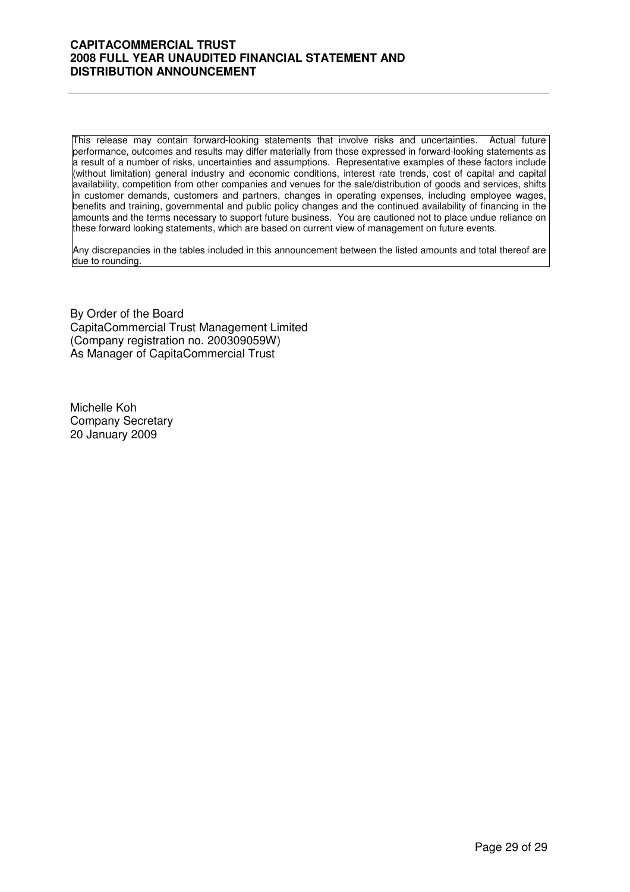This release may contain forward-looking statements that involve risks and uncertainties. Actual future performance, outcomes and results may differ materially from those expressed in forward-looking statements as a result of a number of risks, uncertainties and assumptions. Representative examples of these factors include (without limitation) general industry and economic conditions, interest rate trends, cost of capital and capital availability, competition from other companies and venues for the sale/distribution of goods and services, shifts in customer demands, customers and partners, changes in operating expenses, including employee wages, benefits and training, governmental and public policy changes and the continued availability of financing in the amounts and the terms necessary to support future business. You are cautioned not to place undue reliance on these forward looking statements, which are based on current view of management on future events.

Any discrepancies in the tables included in this announcement between the listed amounts and total thereof are due to rounding.

By Order of the Board
CapitaCommercial Trust Management Limited
(Company registration no. 200309059W)
As Manager of CapitaCommercial Trust

Michelle Koh
Company Secretary
20 January 2009